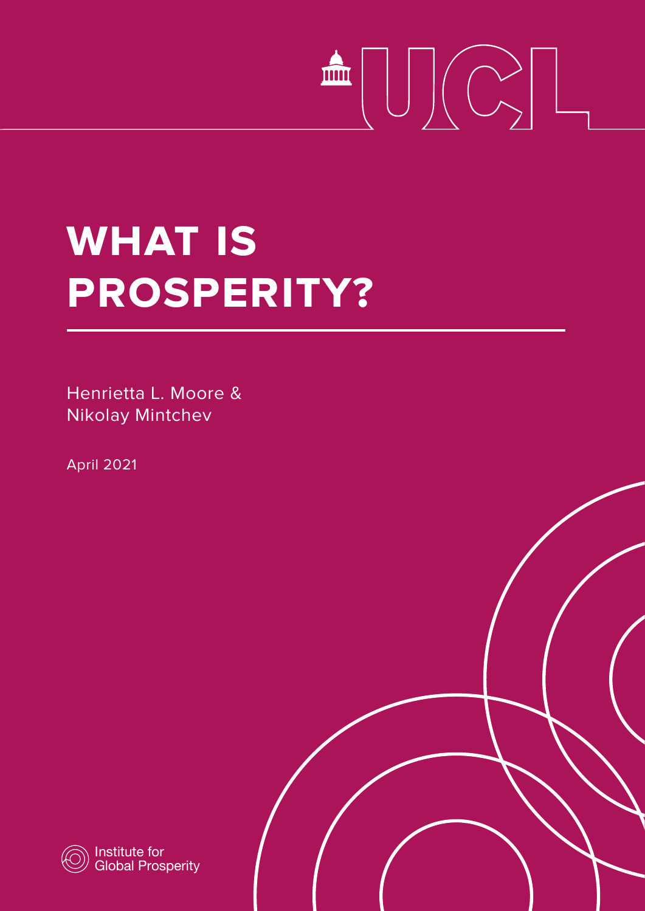UCL

# WHAT IS PROSPERITY?

Henrietta L. Moore &
Nikolay Mintchev

April 2021

Institute for Global Prosperity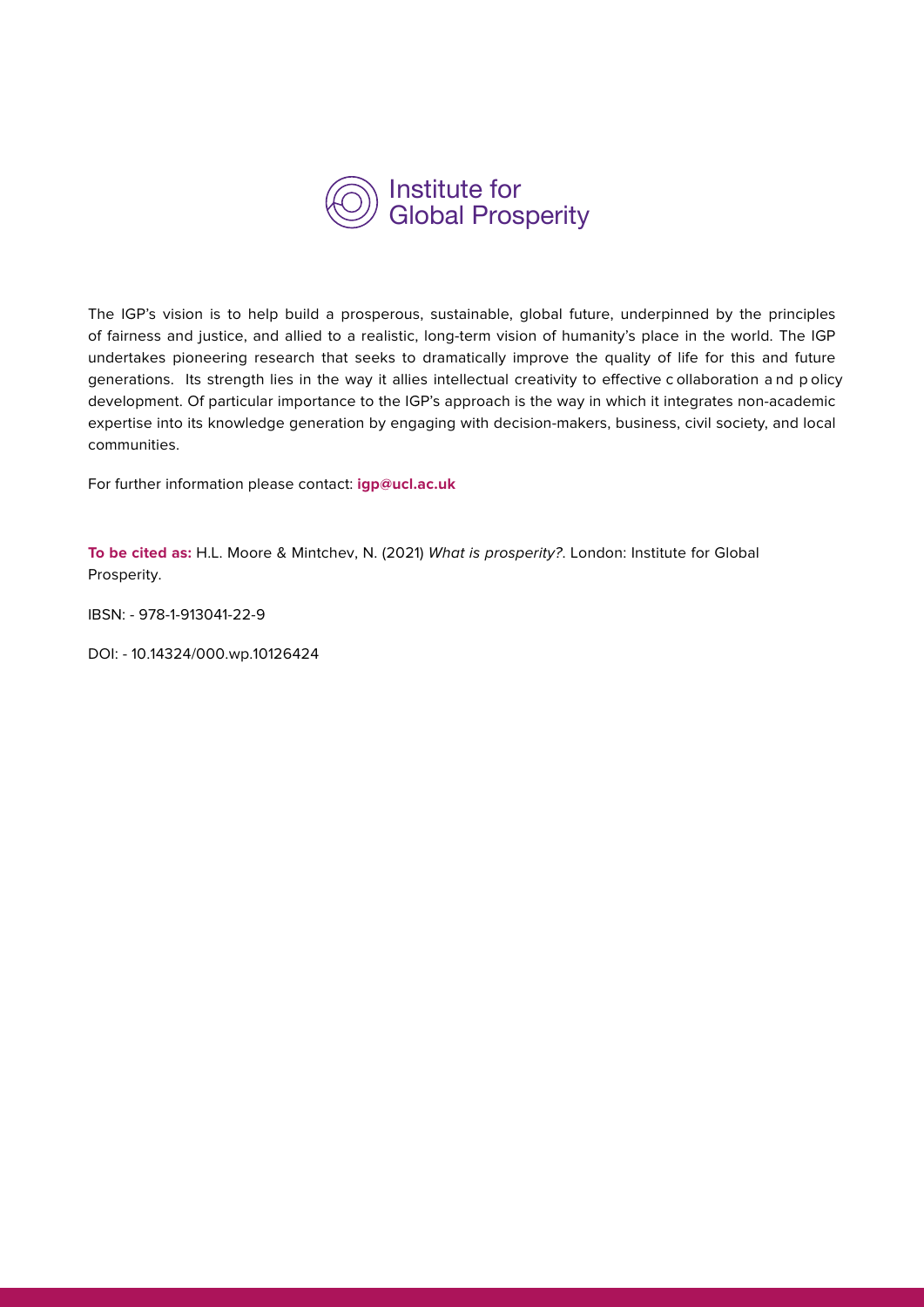Institute for Global Prosperity

The IGP's vision is to help build a prosperous, sustainable, global future, underpinned by the principles of fairness and justice, and allied to a realistic, long-term vision of humanity's place in the world. The IGP undertakes pioneering research that seeks to dramatically improve the quality of life for this and future generations. Its strength lies in the way it allies intellectual creativity to effective collaboration and policy development. Of particular importance to the IGP's approach is the way in which it integrates non-academic expertise into its knowledge generation by engaging with decision-makers, business, civil society, and local communities.

For further information please contact: **igp@ucl.ac.uk**

**To be cited as:** H.L. Moore & Mintchev, N. (2021) *What is prosperity?*. London: Institute for Global Prosperity.

IBSN: - 978-1-913041-22-9

DOI: - 10.14324/000.wp.10126424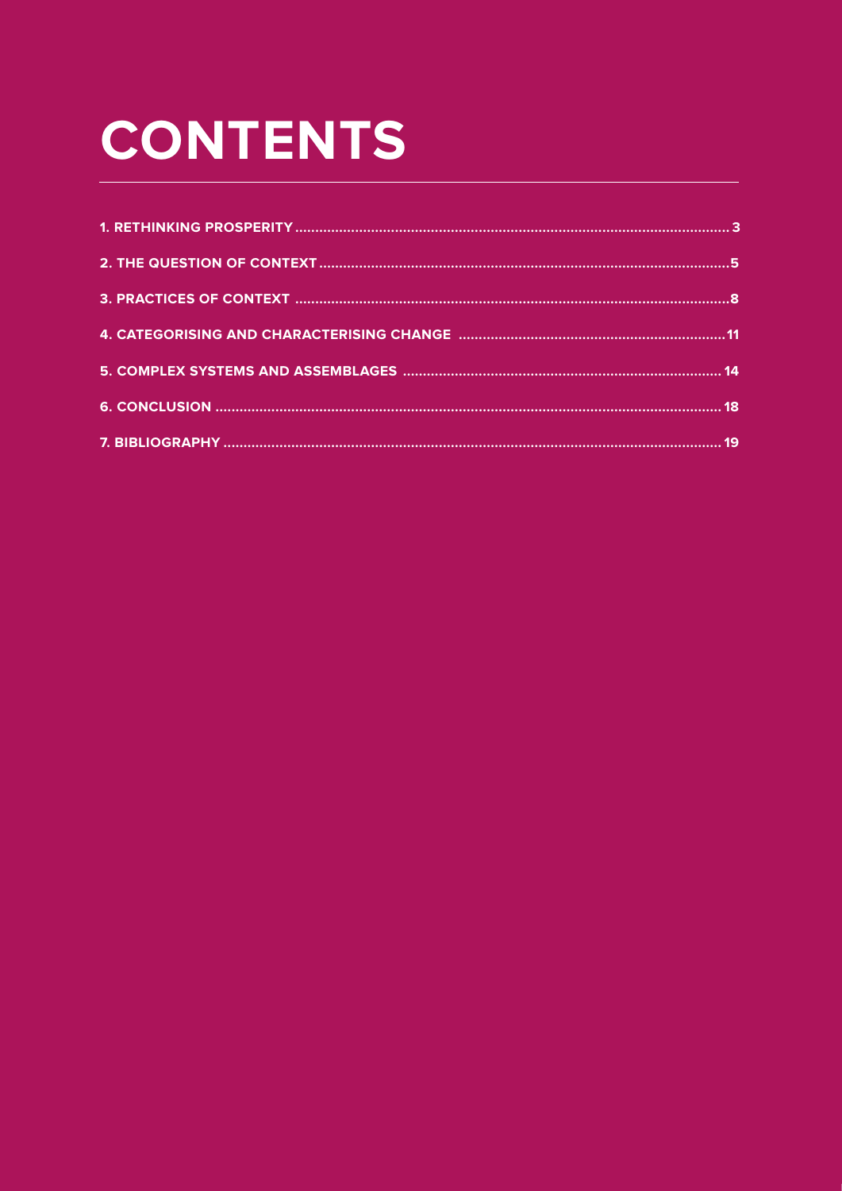# CONTENTS

1. RETHINKING PROSPERITY ........................................ 3

2. THE QUESTION OF CONTEXT ........................................ 5

3. PRACTICES OF CONTEXT ........................................ 8

4. CATEGORISING AND CHARACTERISING CHANGE ........................................ 11

5. COMPLEX SYSTEMS AND ASSEMBLAGES ........................................ 14

6. CONCLUSION ........................................ 18

7. BIBLIOGRAPHY ........................................ 19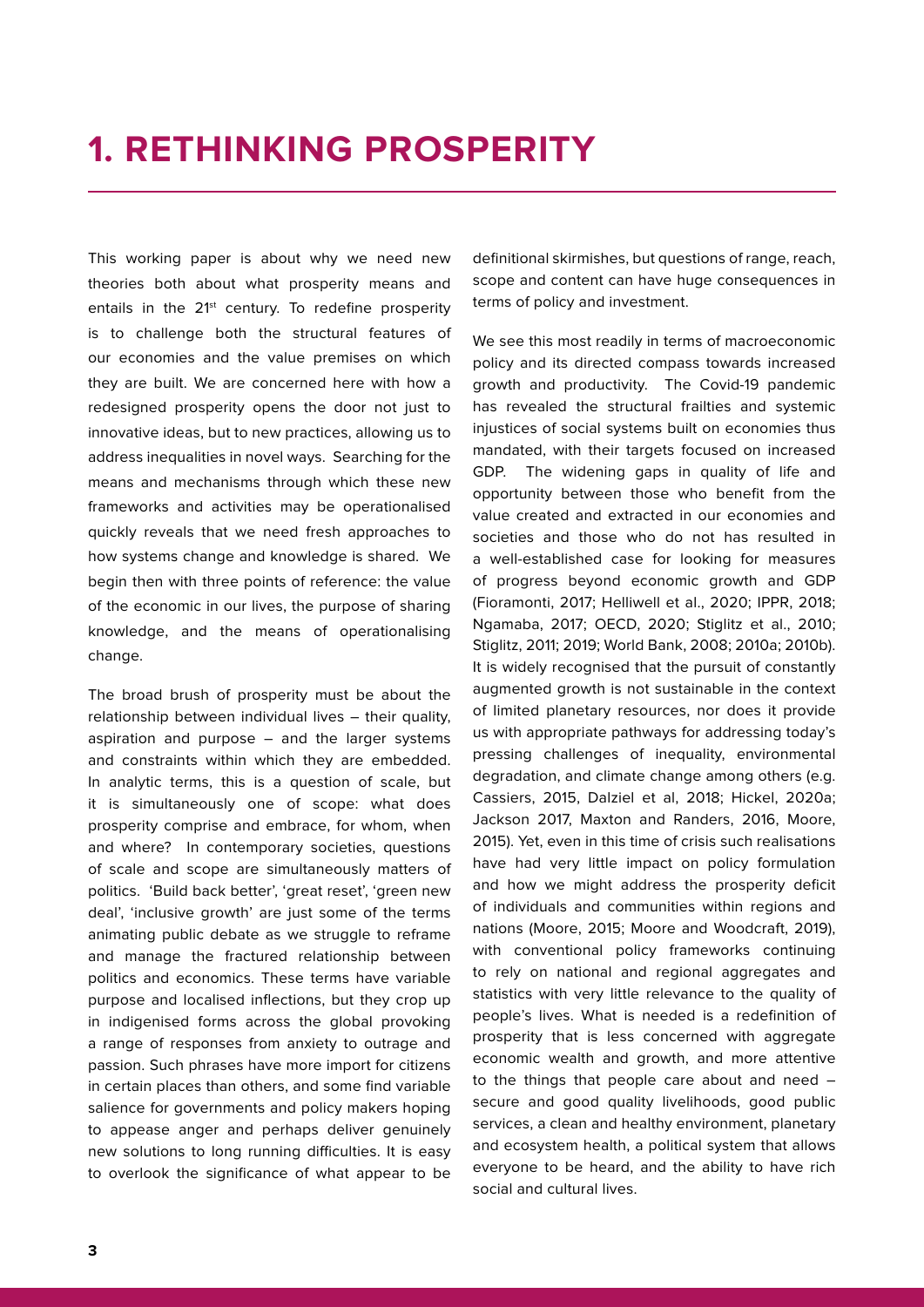# 1. RETHINKING PROSPERITY

This working paper is about why we need new theories both about what prosperity means and entails in the 21st century. To redefine prosperity is to challenge both the structural features of our economies and the value premises on which they are built. We are concerned here with how a redesigned prosperity opens the door not just to innovative ideas, but to new practices, allowing us to address inequalities in novel ways. Searching for the means and mechanisms through which these new frameworks and activities may be operationalised quickly reveals that we need fresh approaches to how systems change and knowledge is shared. We begin then with three points of reference: the value of the economic in our lives, the purpose of sharing knowledge, and the means of operationalising change.

The broad brush of prosperity must be about the relationship between individual lives – their quality, aspiration and purpose – and the larger systems and constraints within which they are embedded. In analytic terms, this is a question of scale, but it is simultaneously one of scope: what does prosperity comprise and embrace, for whom, when and where? In contemporary societies, questions of scale and scope are simultaneously matters of politics. 'Build back better', 'great reset', 'green new deal', 'inclusive growth' are just some of the terms animating public debate as we struggle to reframe and manage the fractured relationship between politics and economics. These terms have variable purpose and localised inflections, but they crop up in indigenised forms across the global provoking a range of responses from anxiety to outrage and passion. Such phrases have more import for citizens in certain places than others, and some find variable salience for governments and policy makers hoping to appease anger and perhaps deliver genuinely new solutions to long running difficulties. It is easy to overlook the significance of what appear to be definitional skirmishes, but questions of range, reach, scope and content can have huge consequences in terms of policy and investment.

We see this most readily in terms of macroeconomic policy and its directed compass towards increased growth and productivity. The Covid-19 pandemic has revealed the structural frailties and systemic injustices of social systems built on economies thus mandated, with their targets focused on increased GDP. The widening gaps in quality of life and opportunity between those who benefit from the value created and extracted in our economies and societies and those who do not has resulted in a well-established case for looking for measures of progress beyond economic growth and GDP (Fioramonti, 2017; Helliwell et al., 2020; IPPR, 2018; Ngamaba, 2017; OECD, 2020; Stiglitz et al., 2010; Stiglitz, 2011; 2019; World Bank, 2008; 2010a; 2010b). It is widely recognised that the pursuit of constantly augmented growth is not sustainable in the context of limited planetary resources, nor does it provide us with appropriate pathways for addressing today's pressing challenges of inequality, environmental degradation, and climate change among others (e.g. Cassiers, 2015, Dalziel et al, 2018; Hickel, 2020a; Jackson 2017, Maxton and Randers, 2016, Moore, 2015). Yet, even in this time of crisis such realisations have had very little impact on policy formulation and how we might address the prosperity deficit of individuals and communities within regions and nations (Moore, 2015; Moore and Woodcraft, 2019), with conventional policy frameworks continuing to rely on national and regional aggregates and statistics with very little relevance to the quality of people's lives. What is needed is a redefinition of prosperity that is less concerned with aggregate economic wealth and growth, and more attentive to the things that people care about and need – secure and good quality livelihoods, good public services, a clean and healthy environment, planetary and ecosystem health, a political system that allows everyone to be heard, and the ability to have rich social and cultural lives.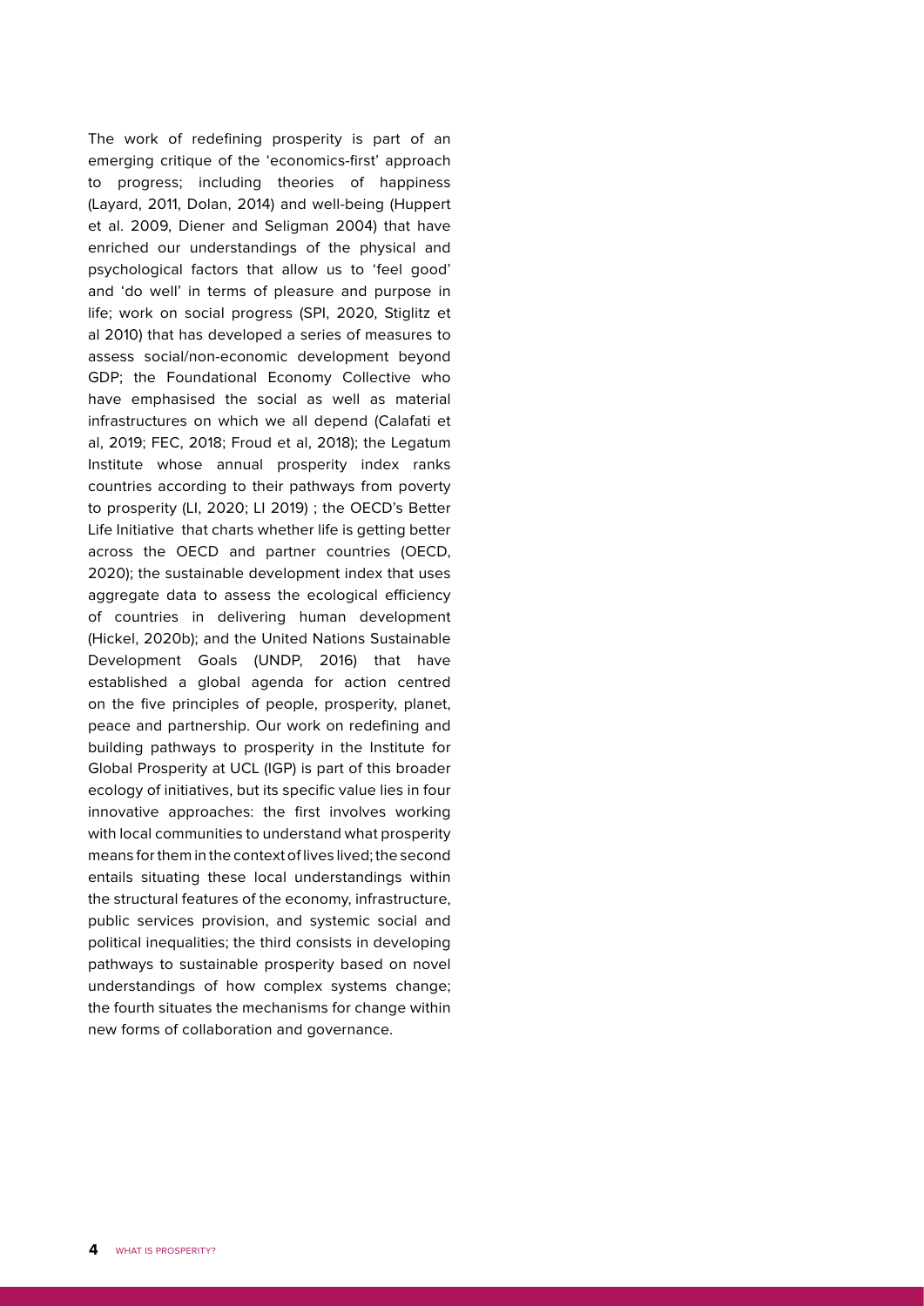The work of redefining prosperity is part of an emerging critique of the 'economics-first' approach to progress; including theories of happiness (Layard, 2011, Dolan, 2014) and well-being (Huppert et al. 2009, Diener and Seligman 2004) that have enriched our understandings of the physical and psychological factors that allow us to 'feel good' and 'do well' in terms of pleasure and purpose in life; work on social progress (SPI, 2020, Stiglitz et al 2010) that has developed a series of measures to assess social/non-economic development beyond GDP; the Foundational Economy Collective who have emphasised the social as well as material infrastructures on which we all depend (Calafati et al, 2019; FEC, 2018; Froud et al, 2018); the Legatum Institute whose annual prosperity index ranks countries according to their pathways from poverty to prosperity (LI, 2020; LI 2019) ; the OECD's Better Life Initiative that charts whether life is getting better across the OECD and partner countries (OECD, 2020); the sustainable development index that uses aggregate data to assess the ecological efficiency of countries in delivering human development (Hickel, 2020b); and the United Nations Sustainable Development Goals (UNDP, 2016) that have established a global agenda for action centred on the five principles of people, prosperity, planet, peace and partnership. Our work on redefining and building pathways to prosperity in the Institute for Global Prosperity at UCL (IGP) is part of this broader ecology of initiatives, but its specific value lies in four innovative approaches: the first involves working with local communities to understand what prosperity means for them in the context of lives lived; the second entails situating these local understandings within the structural features of the economy, infrastructure, public services provision, and systemic social and political inequalities; the third consists in developing pathways to sustainable prosperity based on novel understandings of how complex systems change; the fourth situates the mechanisms for change within new forms of collaboration and governance.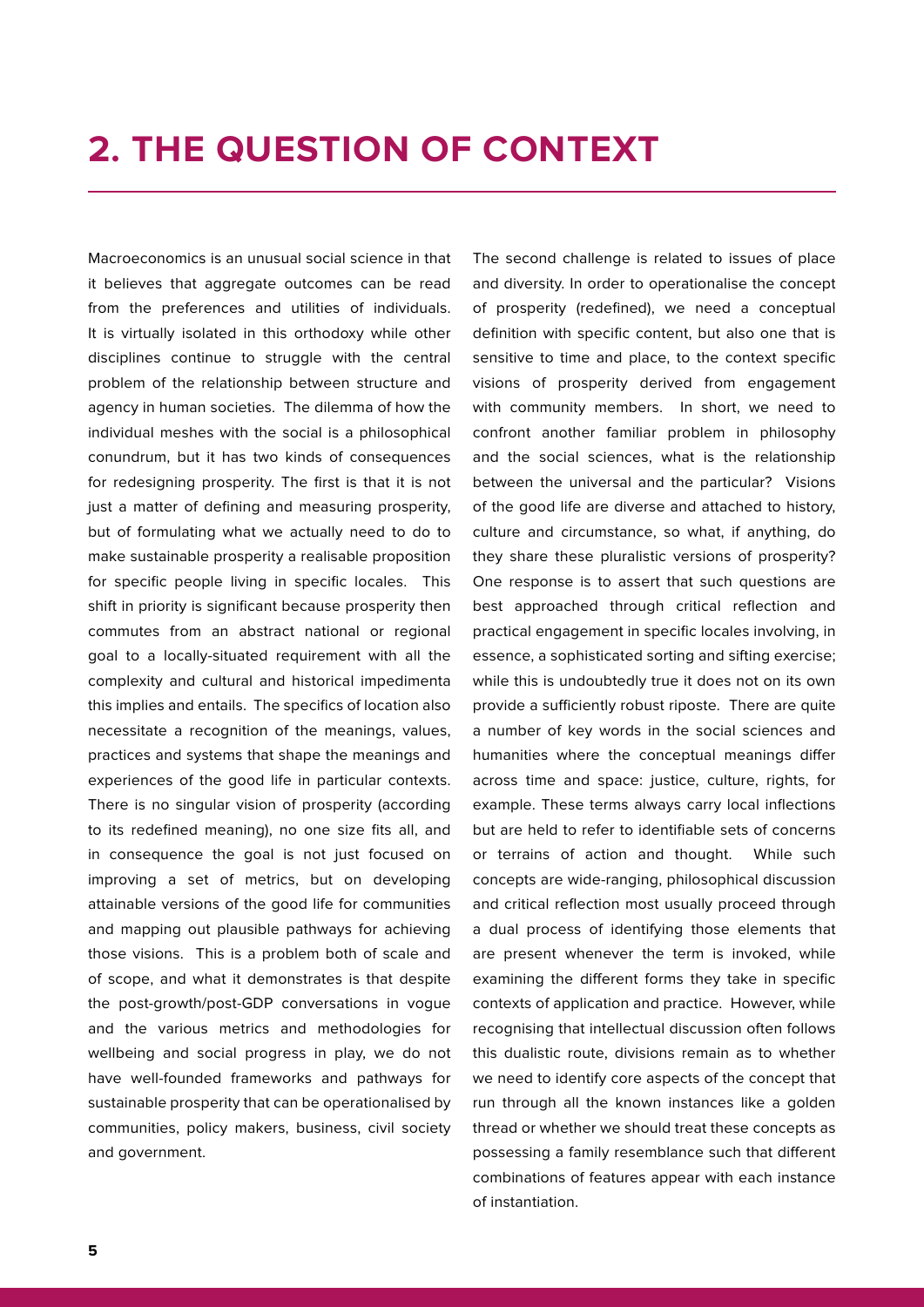# 2. THE QUESTION OF CONTEXT

Macroeconomics is an unusual social science in that it believes that aggregate outcomes can be read from the preferences and utilities of individuals. It is virtually isolated in this orthodoxy while other disciplines continue to struggle with the central problem of the relationship between structure and agency in human societies. The dilemma of how the individual meshes with the social is a philosophical conundrum, but it has two kinds of consequences for redesigning prosperity. The first is that it is not just a matter of defining and measuring prosperity, but of formulating what we actually need to do to make sustainable prosperity a realisable proposition for specific people living in specific locales. This shift in priority is significant because prosperity then commutes from an abstract national or regional goal to a locally-situated requirement with all the complexity and cultural and historical impedimenta this implies and entails. The specifics of location also necessitate a recognition of the meanings, values, practices and systems that shape the meanings and experiences of the good life in particular contexts. There is no singular vision of prosperity (according to its redefined meaning), no one size fits all, and in consequence the goal is not just focused on improving a set of metrics, but on developing attainable versions of the good life for communities and mapping out plausible pathways for achieving those visions. This is a problem both of scale and of scope, and what it demonstrates is that despite the post-growth/post-GDP conversations in vogue and the various metrics and methodologies for wellbeing and social progress in play, we do not have well-founded frameworks and pathways for sustainable prosperity that can be operationalised by communities, policy makers, business, civil society and government.

The second challenge is related to issues of place and diversity. In order to operationalise the concept of prosperity (redefined), we need a conceptual definition with specific content, but also one that is sensitive to time and place, to the context specific visions of prosperity derived from engagement with community members. In short, we need to confront another familiar problem in philosophy and the social sciences, what is the relationship between the universal and the particular? Visions of the good life are diverse and attached to history, culture and circumstance, so what, if anything, do they share these pluralistic versions of prosperity? One response is to assert that such questions are best approached through critical reflection and practical engagement in specific locales involving, in essence, a sophisticated sorting and sifting exercise; while this is undoubtedly true it does not on its own provide a sufficiently robust riposte. There are quite a number of key words in the social sciences and humanities where the conceptual meanings differ across time and space: justice, culture, rights, for example. These terms always carry local inflections but are held to refer to identifiable sets of concerns or terrains of action and thought. While such concepts are wide-ranging, philosophical discussion and critical reflection most usually proceed through a dual process of identifying those elements that are present whenever the term is invoked, while examining the different forms they take in specific contexts of application and practice. However, while recognising that intellectual discussion often follows this dualistic route, divisions remain as to whether we need to identify core aspects of the concept that run through all the known instances like a golden thread or whether we should treat these concepts as possessing a family resemblance such that different combinations of features appear with each instance of instantiation.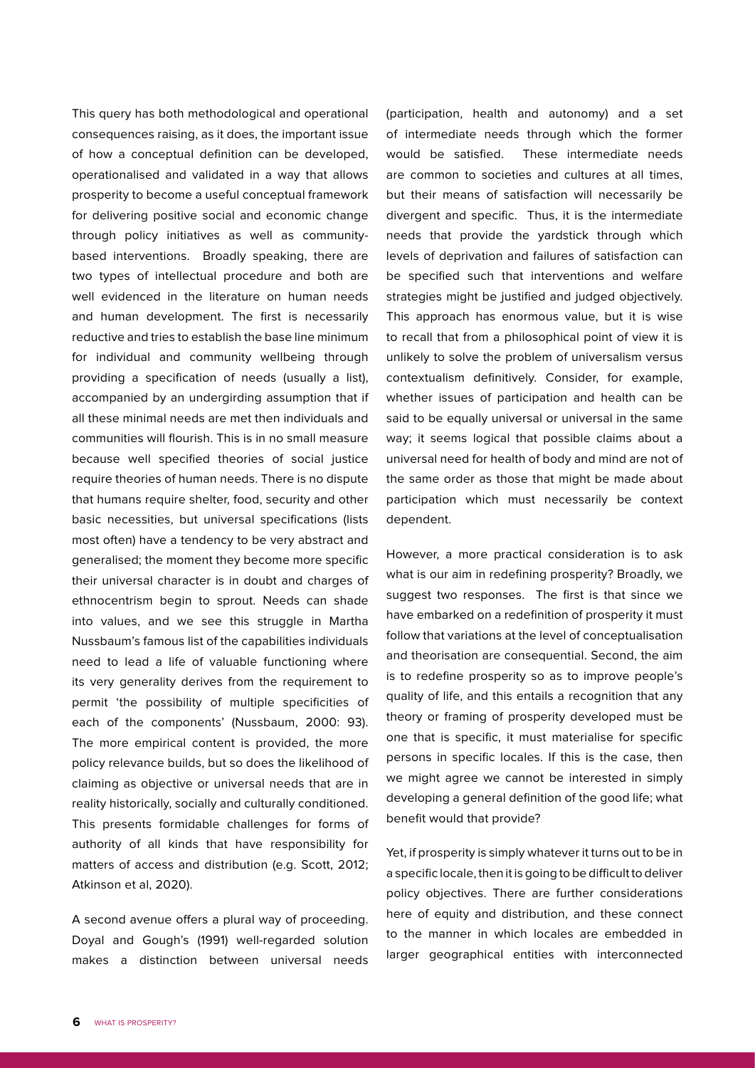This query has both methodological and operational consequences raising, as it does, the important issue of how a conceptual definition can be developed, operationalised and validated in a way that allows prosperity to become a useful conceptual framework for delivering positive social and economic change through policy initiatives as well as community-based interventions. Broadly speaking, there are two types of intellectual procedure and both are well evidenced in the literature on human needs and human development. The first is necessarily reductive and tries to establish the base line minimum for individual and community wellbeing through providing a specification of needs (usually a list), accompanied by an undergirding assumption that if all these minimal needs are met then individuals and communities will flourish. This is in no small measure because well specified theories of social justice require theories of human needs. There is no dispute that humans require shelter, food, security and other basic necessities, but universal specifications (lists most often) have a tendency to be very abstract and generalised; the moment they become more specific their universal character is in doubt and charges of ethnocentrism begin to sprout. Needs can shade into values, and we see this struggle in Martha Nussbaum's famous list of the capabilities individuals need to lead a life of valuable functioning where its very generality derives from the requirement to permit 'the possibility of multiple specificities of each of the components' (Nussbaum, 2000: 93). The more empirical content is provided, the more policy relevance builds, but so does the likelihood of claiming as objective or universal needs that are in reality historically, socially and culturally conditioned. This presents formidable challenges for forms of authority of all kinds that have responsibility for matters of access and distribution (e.g. Scott, 2012; Atkinson et al, 2020).

A second avenue offers a plural way of proceeding. Doyal and Gough's (1991) well-regarded solution makes a distinction between universal needs (participation, health and autonomy) and a set of intermediate needs through which the former would be satisfied. These intermediate needs are common to societies and cultures at all times, but their means of satisfaction will necessarily be divergent and specific. Thus, it is the intermediate needs that provide the yardstick through which levels of deprivation and failures of satisfaction can be specified such that interventions and welfare strategies might be justified and judged objectively. This approach has enormous value, but it is wise to recall that from a philosophical point of view it is unlikely to solve the problem of universalism versus contextualism definitively. Consider, for example, whether issues of participation and health can be said to be equally universal or universal in the same way; it seems logical that possible claims about a universal need for health of body and mind are not of the same order as those that might be made about participation which must necessarily be context dependent.

However, a more practical consideration is to ask what is our aim in redefining prosperity? Broadly, we suggest two responses. The first is that since we have embarked on a redefinition of prosperity it must follow that variations at the level of conceptualisation and theorisation are consequential. Second, the aim is to redefine prosperity so as to improve people's quality of life, and this entails a recognition that any theory or framing of prosperity developed must be one that is specific, it must materialise for specific persons in specific locales. If this is the case, then we might agree we cannot be interested in simply developing a general definition of the good life; what benefit would that provide?

Yet, if prosperity is simply whatever it turns out to be in a specific locale, then it is going to be difficult to deliver policy objectives. There are further considerations here of equity and distribution, and these connect to the manner in which locales are embedded in larger geographical entities with interconnected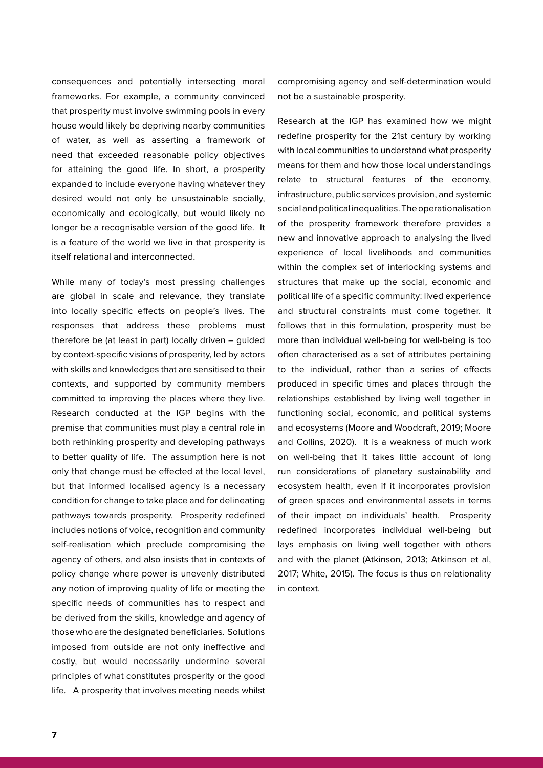consequences and potentially intersecting moral frameworks. For example, a community convinced that prosperity must involve swimming pools in every house would likely be depriving nearby communities of water, as well as asserting a framework of need that exceeded reasonable policy objectives for attaining the good life. In short, a prosperity expanded to include everyone having whatever they desired would not only be unsustainable socially, economically and ecologically, but would likely no longer be a recognisable version of the good life. It is a feature of the world we live in that prosperity is itself relational and interconnected.

While many of today's most pressing challenges are global in scale and relevance, they translate into locally specific effects on people's lives. The responses that address these problems must therefore be (at least in part) locally driven – guided by context-specific visions of prosperity, led by actors with skills and knowledges that are sensitised to their contexts, and supported by community members committed to improving the places where they live. Research conducted at the IGP begins with the premise that communities must play a central role in both rethinking prosperity and developing pathways to better quality of life. The assumption here is not only that change must be effected at the local level, but that informed localised agency is a necessary condition for change to take place and for delineating pathways towards prosperity. Prosperity redefined includes notions of voice, recognition and community self-realisation which preclude compromising the agency of others, and also insists that in contexts of policy change where power is unevenly distributed any notion of improving quality of life or meeting the specific needs of communities has to respect and be derived from the skills, knowledge and agency of those who are the designated beneficiaries. Solutions imposed from outside are not only ineffective and costly, but would necessarily undermine several principles of what constitutes prosperity or the good life. A prosperity that involves meeting needs whilst compromising agency and self-determination would not be a sustainable prosperity.

Research at the IGP has examined how we might redefine prosperity for the 21st century by working with local communities to understand what prosperity means for them and how those local understandings relate to structural features of the economy, infrastructure, public services provision, and systemic social and political inequalities. The operationalisation of the prosperity framework therefore provides a new and innovative approach to analysing the lived experience of local livelihoods and communities within the complex set of interlocking systems and structures that make up the social, economic and political life of a specific community: lived experience and structural constraints must come together. It follows that in this formulation, prosperity must be more than individual well-being for well-being is too often characterised as a set of attributes pertaining to the individual, rather than a series of effects produced in specific times and places through the relationships established by living well together in functioning social, economic, and political systems and ecosystems (Moore and Woodcraft, 2019; Moore and Collins, 2020). It is a weakness of much work on well-being that it takes little account of long run considerations of planetary sustainability and ecosystem health, even if it incorporates provision of green spaces and environmental assets in terms of their impact on individuals' health. Prosperity redefined incorporates individual well-being but lays emphasis on living well together with others and with the planet (Atkinson, 2013; Atkinson et al, 2017; White, 2015). The focus is thus on relationality in context.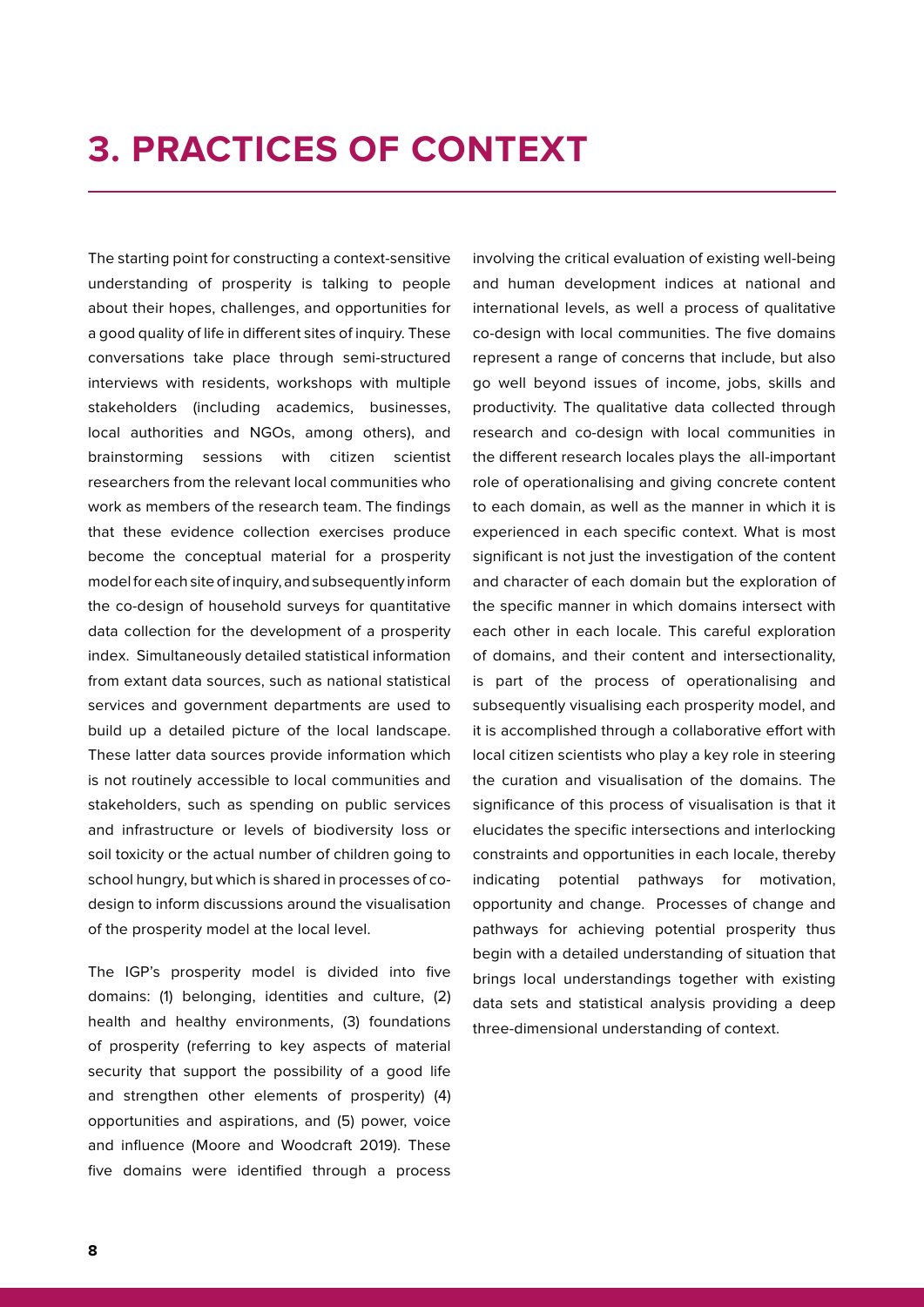# 3. PRACTICES OF CONTEXT

The starting point for constructing a context-sensitive understanding of prosperity is talking to people about their hopes, challenges, and opportunities for a good quality of life in different sites of inquiry. These conversations take place through semi-structured interviews with residents, workshops with multiple stakeholders (including academics, businesses, local authorities and NGOs, among others), and brainstorming sessions with citizen scientist researchers from the relevant local communities who work as members of the research team. The findings that these evidence collection exercises produce become the conceptual material for a prosperity model for each site of inquiry, and subsequently inform the co-design of household surveys for quantitative data collection for the development of a prosperity index. Simultaneously detailed statistical information from extant data sources, such as national statistical services and government departments are used to build up a detailed picture of the local landscape. These latter data sources provide information which is not routinely accessible to local communities and stakeholders, such as spending on public services and infrastructure or levels of biodiversity loss or soil toxicity or the actual number of children going to school hungry, but which is shared in processes of co-design to inform discussions around the visualisation of the prosperity model at the local level.

The IGP's prosperity model is divided into five domains: (1) belonging, identities and culture, (2) health and healthy environments, (3) foundations of prosperity (referring to key aspects of material security that support the possibility of a good life and strengthen other elements of prosperity) (4) opportunities and aspirations, and (5) power, voice and influence (Moore and Woodcraft 2019). These five domains were identified through a process involving the critical evaluation of existing well-being and human development indices at national and international levels, as well a process of qualitative co-design with local communities. The five domains represent a range of concerns that include, but also go well beyond issues of income, jobs, skills and productivity. The qualitative data collected through research and co-design with local communities in the different research locales plays the all-important role of operationalising and giving concrete content to each domain, as well as the manner in which it is experienced in each specific context. What is most significant is not just the investigation of the content and character of each domain but the exploration of the specific manner in which domains intersect with each other in each locale. This careful exploration of domains, and their content and intersectionality, is part of the process of operationalising and subsequently visualising each prosperity model, and it is accomplished through a collaborative effort with local citizen scientists who play a key role in steering the curation and visualisation of the domains. The significance of this process of visualisation is that it elucidates the specific intersections and interlocking constraints and opportunities in each locale, thereby indicating potential pathways for motivation, opportunity and change. Processes of change and pathways for achieving potential prosperity thus begin with a detailed understanding of situation that brings local understandings together with existing data sets and statistical analysis providing a deep three-dimensional understanding of context.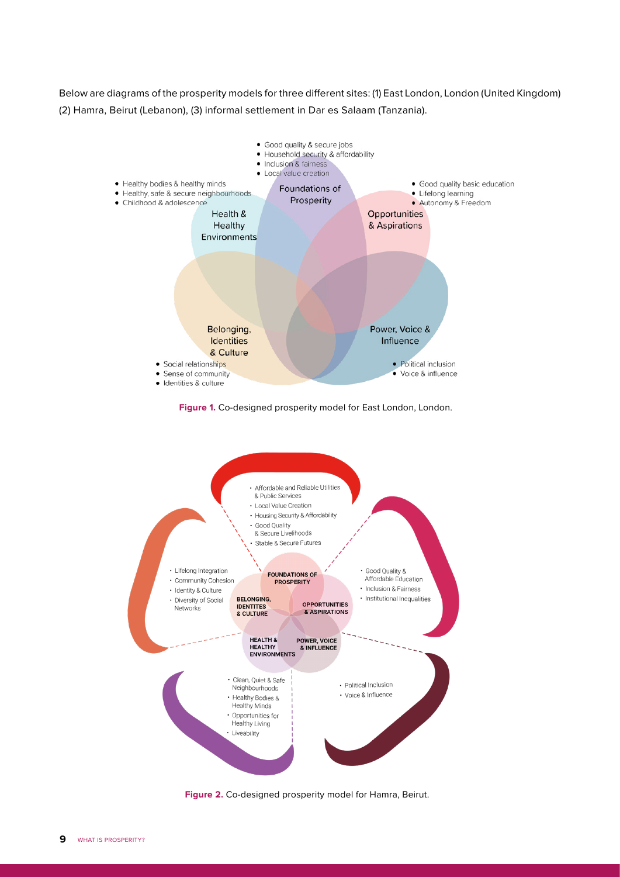Below are diagrams of the prosperity models for three different sites: (1) East London, London (United Kingdom) (2) Hamra, Beirut (Lebanon), (3) informal settlement in Dar es Salaam (Tanzania).

**Foundations of Prosperity**
- Good quality & secure jobs
- Household security & affordability
- Inclusion & fairness
- Local value creation

**Health & Healthy Environments**
- Healthy bodies & healthy minds
- Healthy, safe & secure neighbourhoods
- Childhood & adolescence

**Opportunities & Aspirations**
- Good quality basic education
- Lifelong learning
- Autonomy & Freedom

**Belonging, Identities & Culture**
- Social relationships
- Sense of community
- Identities & culture

**Power, Voice & Influence**
- Political inclusion
- Voice & influence

**Figure 1.** Co-designed prosperity model for East London, London.

**FOUNDATIONS OF PROSPERITY**
- Affordable and Reliable Utilities & Public Services
- Local Value Creation
- Housing Security & Affordability
- Good Quality & Secure Livelihoods
- Stable & Secure Futures

**BELONGING, IDENTITES & CULTURE**
- Lifelong Integration
- Community Cohesion
- Identity & Culture
- Diversity of Social Networks

**OPPORTUNITIES & ASPIRATIONS**
- Good Quality & Affordable Education
- Inclusion & Fairness
- Institutional Inequalities

**HEALTH & HEALTHY ENVIRONMENTS**
- Clean, Quiet & Safe Neighbourhoods
- Healthy Bodies & Healthy Minds
- Opportunities for Healthy Living
- Liveability

**POWER, VOICE & INFLUENCE**
- Political Inclusion
- Voice & Influence

**Figure 2.** Co-designed prosperity model for Hamra, Beirut.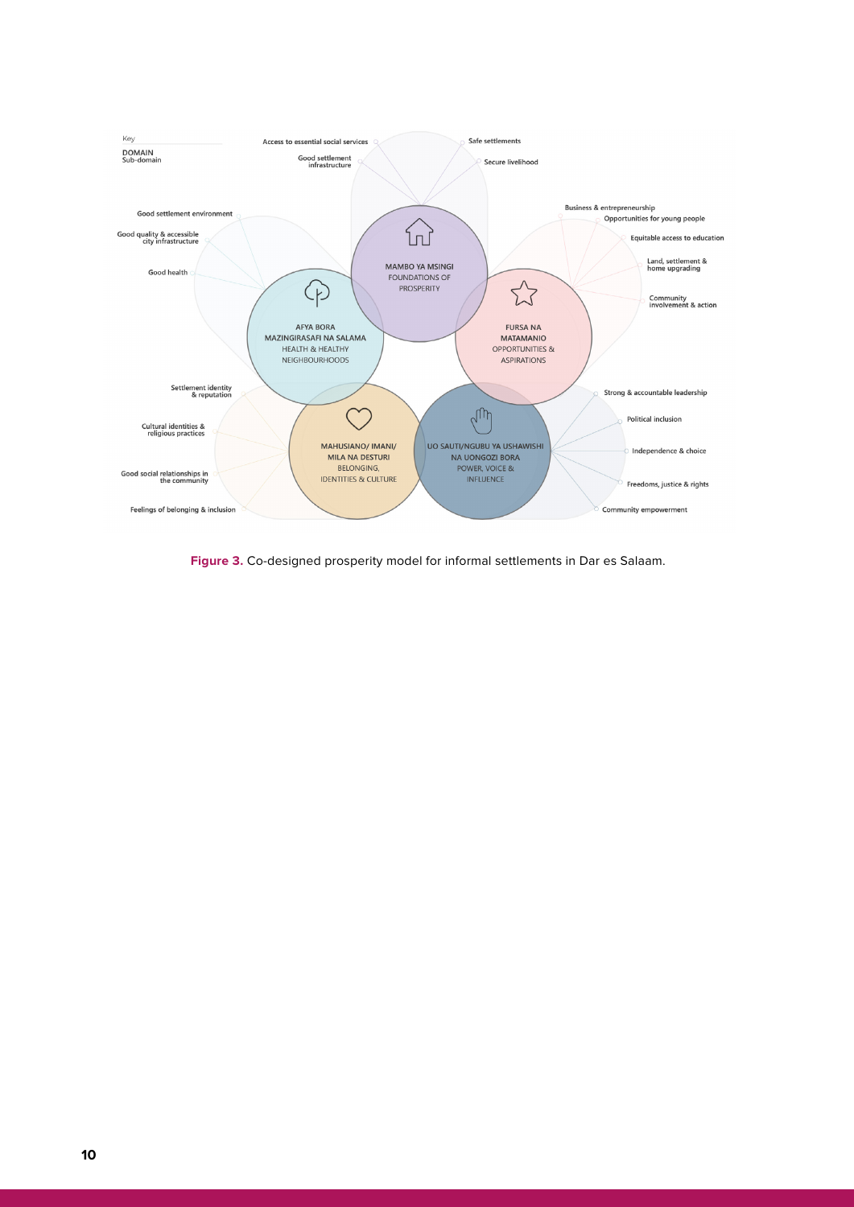Key

DOMAIN
Sub-domain

**MAMBO YA MSINGI**
FOUNDATIONS OF PROSPERITY

- Access to essential social services
- Good settlement infrastructure
- Safe settlements
- Secure livelihood

**AFYA BORA MAZINGIRASAFI NA SALAMA**
HEALTH & HEALTHY NEIGHBOURHOODS

- Good settlement environment
- Good quality & accessible city infrastructure
- Good health

**FURSA NA MATAMANIO**
OPPORTUNITIES & ASPIRATIONS

- Business & entrepreneurship
- Opportunities for young people
- Equitable access to education
- Land, settlement & home upgrading
- Community involvement & action

**MAHUSIANO/ IMANI/ MILA NA DESTURI**
BELONGING, IDENTITIES & CULTURE

- Settlement identity & reputation
- Cultural identities & religious practices
- Good social relationships in the community
- Feelings of belonging & inclusion

**UO SAUTI/NGUBU YA USHAWISHI NA UONGOZI BORA**
POWER, VOICE & INFLUENCE

- Strong & accountable leadership
- Political inclusion
- Independence & choice
- Freedoms, justice & rights
- Community empowerment

**Figure 3.** Co-designed prosperity model for informal settlements in Dar es Salaam.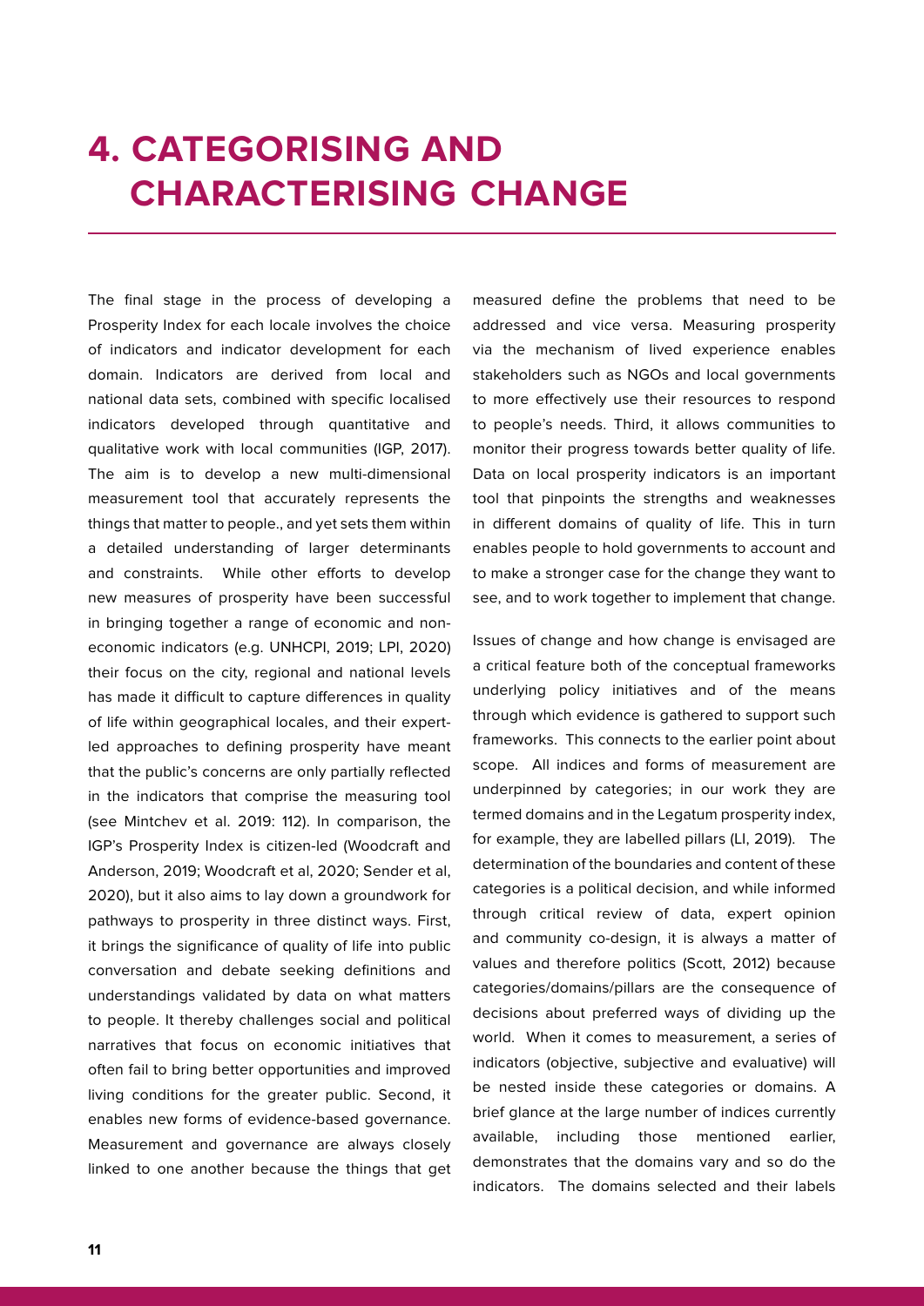# 4. CATEGORISING AND CHARACTERISING CHANGE

The final stage in the process of developing a Prosperity Index for each locale involves the choice of indicators and indicator development for each domain. Indicators are derived from local and national data sets, combined with specific localised indicators developed through quantitative and qualitative work with local communities (IGP, 2017). The aim is to develop a new multi-dimensional measurement tool that accurately represents the things that matter to people., and yet sets them within a detailed understanding of larger determinants and constraints. While other efforts to develop new measures of prosperity have been successful in bringing together a range of economic and non-economic indicators (e.g. UNHCPI, 2019; LPI, 2020) their focus on the city, regional and national levels has made it difficult to capture differences in quality of life within geographical locales, and their expert-led approaches to defining prosperity have meant that the public's concerns are only partially reflected in the indicators that comprise the measuring tool (see Mintchev et al. 2019: 112). In comparison, the IGP's Prosperity Index is citizen-led (Woodcraft and Anderson, 2019; Woodcraft et al, 2020; Sender et al, 2020), but it also aims to lay down a groundwork for pathways to prosperity in three distinct ways. First, it brings the significance of quality of life into public conversation and debate seeking definitions and understandings validated by data on what matters to people. It thereby challenges social and political narratives that focus on economic initiatives that often fail to bring better opportunities and improved living conditions for the greater public. Second, it enables new forms of evidence-based governance. Measurement and governance are always closely linked to one another because the things that get measured define the problems that need to be addressed and vice versa. Measuring prosperity via the mechanism of lived experience enables stakeholders such as NGOs and local governments to more effectively use their resources to respond to people's needs. Third, it allows communities to monitor their progress towards better quality of life. Data on local prosperity indicators is an important tool that pinpoints the strengths and weaknesses in different domains of quality of life. This in turn enables people to hold governments to account and to make a stronger case for the change they want to see, and to work together to implement that change.

Issues of change and how change is envisaged are a critical feature both of the conceptual frameworks underlying policy initiatives and of the means through which evidence is gathered to support such frameworks. This connects to the earlier point about scope. All indices and forms of measurement are underpinned by categories; in our work they are termed domains and in the Legatum prosperity index, for example, they are labelled pillars (LI, 2019). The determination of the boundaries and content of these categories is a political decision, and while informed through critical review of data, expert opinion and community co-design, it is always a matter of values and therefore politics (Scott, 2012) because categories/domains/pillars are the consequence of decisions about preferred ways of dividing up the world. When it comes to measurement, a series of indicators (objective, subjective and evaluative) will be nested inside these categories or domains. A brief glance at the large number of indices currently available, including those mentioned earlier, demonstrates that the domains vary and so do the indicators. The domains selected and their labels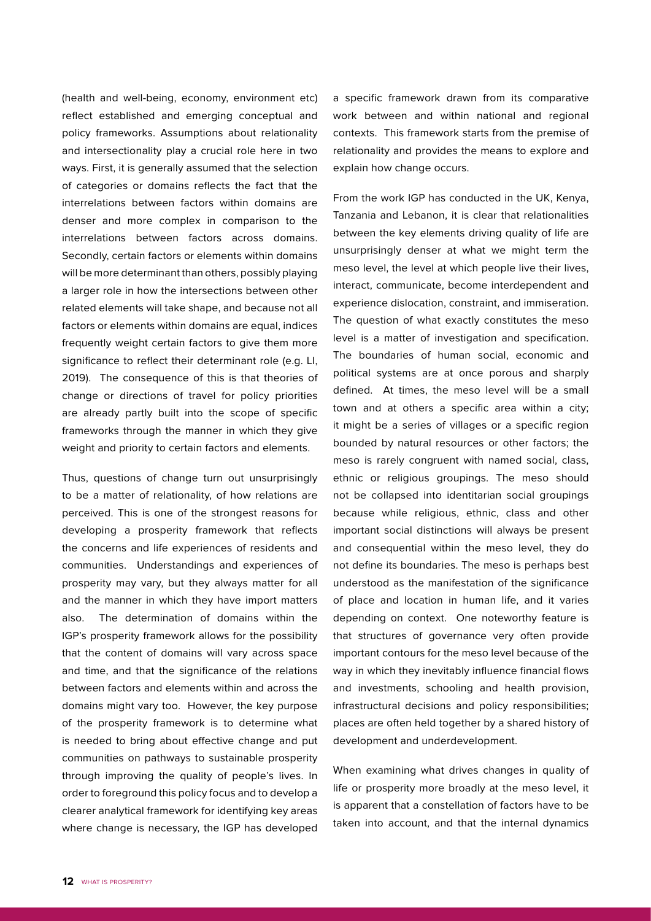(health and well-being, economy, environment etc) reflect established and emerging conceptual and policy frameworks. Assumptions about relationality and intersectionality play a crucial role here in two ways. First, it is generally assumed that the selection of categories or domains reflects the fact that the interrelations between factors within domains are denser and more complex in comparison to the interrelations between factors across domains. Secondly, certain factors or elements within domains will be more determinant than others, possibly playing a larger role in how the intersections between other related elements will take shape, and because not all factors or elements within domains are equal, indices frequently weight certain factors to give them more significance to reflect their determinant role (e.g. LI, 2019). The consequence of this is that theories of change or directions of travel for policy priorities are already partly built into the scope of specific frameworks through the manner in which they give weight and priority to certain factors and elements.

Thus, questions of change turn out unsurprisingly to be a matter of relationality, of how relations are perceived. This is one of the strongest reasons for developing a prosperity framework that reflects the concerns and life experiences of residents and communities. Understandings and experiences of prosperity may vary, but they always matter for all and the manner in which they have import matters also. The determination of domains within the IGP's prosperity framework allows for the possibility that the content of domains will vary across space and time, and that the significance of the relations between factors and elements within and across the domains might vary too. However, the key purpose of the prosperity framework is to determine what is needed to bring about effective change and put communities on pathways to sustainable prosperity through improving the quality of people's lives. In order to foreground this policy focus and to develop a clearer analytical framework for identifying key areas where change is necessary, the IGP has developed a specific framework drawn from its comparative work between and within national and regional contexts. This framework starts from the premise of relationality and provides the means to explore and explain how change occurs.

From the work IGP has conducted in the UK, Kenya, Tanzania and Lebanon, it is clear that relationalities between the key elements driving quality of life are unsurprisingly denser at what we might term the meso level, the level at which people live their lives, interact, communicate, become interdependent and experience dislocation, constraint, and immiseration. The question of what exactly constitutes the meso level is a matter of investigation and specification. The boundaries of human social, economic and political systems are at once porous and sharply defined. At times, the meso level will be a small town and at others a specific area within a city; it might be a series of villages or a specific region bounded by natural resources or other factors; the meso is rarely congruent with named social, class, ethnic or religious groupings. The meso should not be collapsed into identitarian social groupings because while religious, ethnic, class and other important social distinctions will always be present and consequential within the meso level, they do not define its boundaries. The meso is perhaps best understood as the manifestation of the significance of place and location in human life, and it varies depending on context. One noteworthy feature is that structures of governance very often provide important contours for the meso level because of the way in which they inevitably influence financial flows and investments, schooling and health provision, infrastructural decisions and policy responsibilities; places are often held together by a shared history of development and underdevelopment.

When examining what drives changes in quality of life or prosperity more broadly at the meso level, it is apparent that a constellation of factors have to be taken into account, and that the internal dynamics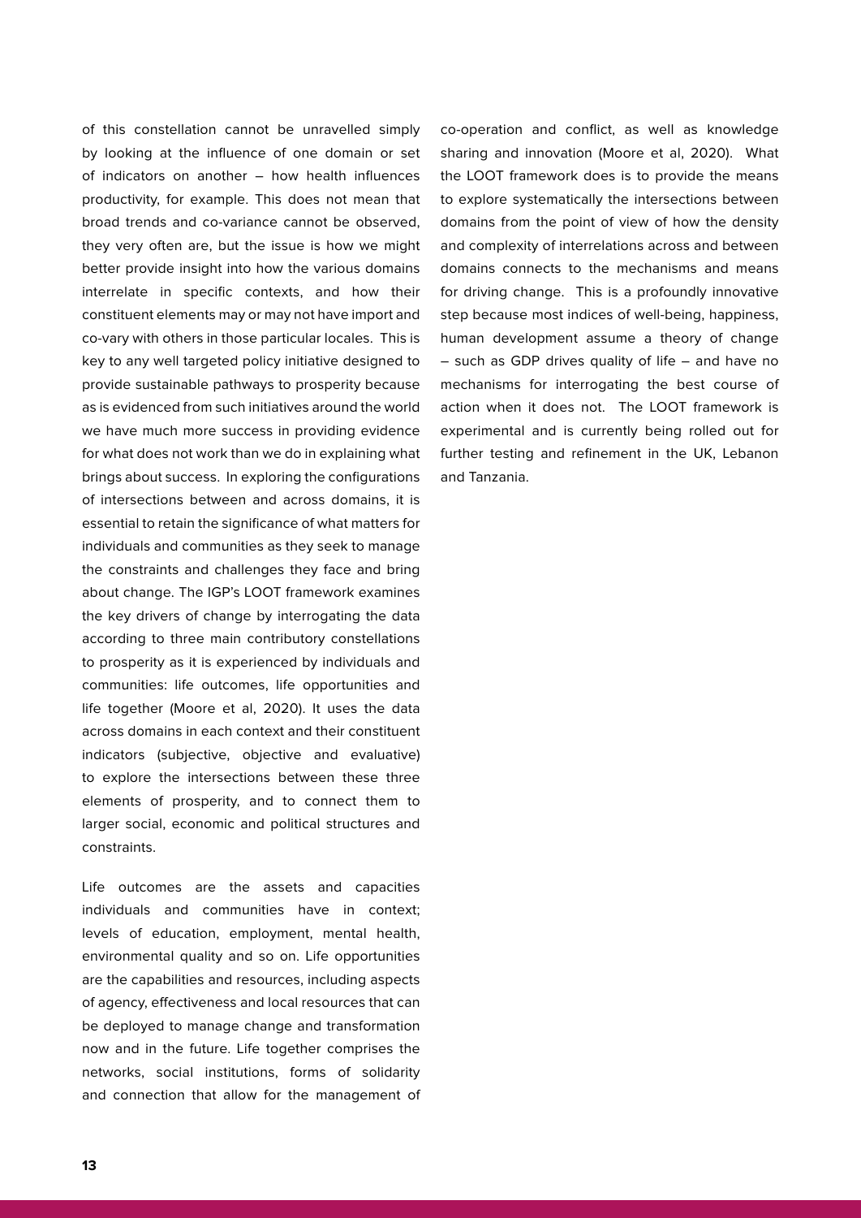of this constellation cannot be unravelled simply by looking at the influence of one domain or set of indicators on another – how health influences productivity, for example. This does not mean that broad trends and co-variance cannot be observed, they very often are, but the issue is how we might better provide insight into how the various domains interrelate in specific contexts, and how their constituent elements may or may not have import and co-vary with others in those particular locales. This is key to any well targeted policy initiative designed to provide sustainable pathways to prosperity because as is evidenced from such initiatives around the world we have much more success in providing evidence for what does not work than we do in explaining what brings about success. In exploring the configurations of intersections between and across domains, it is essential to retain the significance of what matters for individuals and communities as they seek to manage the constraints and challenges they face and bring about change. The IGP's LOOT framework examines the key drivers of change by interrogating the data according to three main contributory constellations to prosperity as it is experienced by individuals and communities: life outcomes, life opportunities and life together (Moore et al, 2020). It uses the data across domains in each context and their constituent indicators (subjective, objective and evaluative) to explore the intersections between these three elements of prosperity, and to connect them to larger social, economic and political structures and constraints.

Life outcomes are the assets and capacities individuals and communities have in context; levels of education, employment, mental health, environmental quality and so on. Life opportunities are the capabilities and resources, including aspects of agency, effectiveness and local resources that can be deployed to manage change and transformation now and in the future. Life together comprises the networks, social institutions, forms of solidarity and connection that allow for the management of co-operation and conflict, as well as knowledge sharing and innovation (Moore et al, 2020). What the LOOT framework does is to provide the means to explore systematically the intersections between domains from the point of view of how the density and complexity of interrelations across and between domains connects to the mechanisms and means for driving change. This is a profoundly innovative step because most indices of well-being, happiness, human development assume a theory of change – such as GDP drives quality of life – and have no mechanisms for interrogating the best course of action when it does not. The LOOT framework is experimental and is currently being rolled out for further testing and refinement in the UK, Lebanon and Tanzania.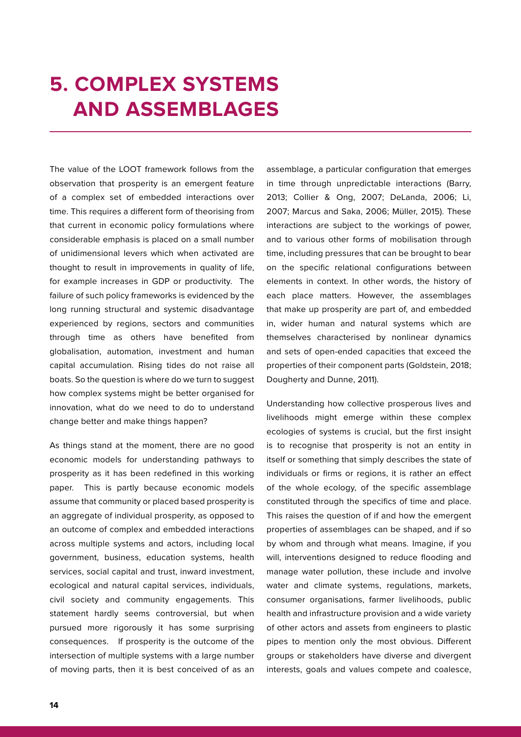# 5. COMPLEX SYSTEMS AND ASSEMBLAGES

The value of the LOOT framework follows from the observation that prosperity is an emergent feature of a complex set of embedded interactions over time. This requires a different form of theorising from that current in economic policy formulations where considerable emphasis is placed on a small number of unidimensional levers which when activated are thought to result in improvements in quality of life, for example increases in GDP or productivity. The failure of such policy frameworks is evidenced by the long running structural and systemic disadvantage experienced by regions, sectors and communities through time as others have benefited from globalisation, automation, investment and human capital accumulation. Rising tides do not raise all boats. So the question is where do we turn to suggest how complex systems might be better organised for innovation, what do we need to do to understand change better and make things happen?

As things stand at the moment, there are no good economic models for understanding pathways to prosperity as it has been redefined in this working paper. This is partly because economic models assume that community or placed based prosperity is an aggregate of individual prosperity, as opposed to an outcome of complex and embedded interactions across multiple systems and actors, including local government, business, education systems, health services, social capital and trust, inward investment, ecological and natural capital services, individuals, civil society and community engagements. This statement hardly seems controversial, but when pursued more rigorously it has some surprising consequences. If prosperity is the outcome of the intersection of multiple systems with a large number of moving parts, then it is best conceived of as an assemblage, a particular configuration that emerges in time through unpredictable interactions (Barry, 2013; Collier & Ong, 2007; DeLanda, 2006; Li, 2007; Marcus and Saka, 2006; Müller, 2015). These interactions are subject to the workings of power, and to various other forms of mobilisation through time, including pressures that can be brought to bear on the specific relational configurations between elements in context. In other words, the history of each place matters. However, the assemblages that make up prosperity are part of, and embedded in, wider human and natural systems which are themselves characterised by nonlinear dynamics and sets of open-ended capacities that exceed the properties of their component parts (Goldstein, 2018; Dougherty and Dunne, 2011).

Understanding how collective prosperous lives and livelihoods might emerge within these complex ecologies of systems is crucial, but the first insight is to recognise that prosperity is not an entity in itself or something that simply describes the state of individuals or firms or regions, it is rather an effect of the whole ecology, of the specific assemblage constituted through the specifics of time and place. This raises the question of if and how the emergent properties of assemblages can be shaped, and if so by whom and through what means. Imagine, if you will, interventions designed to reduce flooding and manage water pollution, these include and involve water and climate systems, regulations, markets, consumer organisations, farmer livelihoods, public health and infrastructure provision and a wide variety of other actors and assets from engineers to plastic pipes to mention only the most obvious. Different groups or stakeholders have diverse and divergent interests, goals and values compete and coalesce,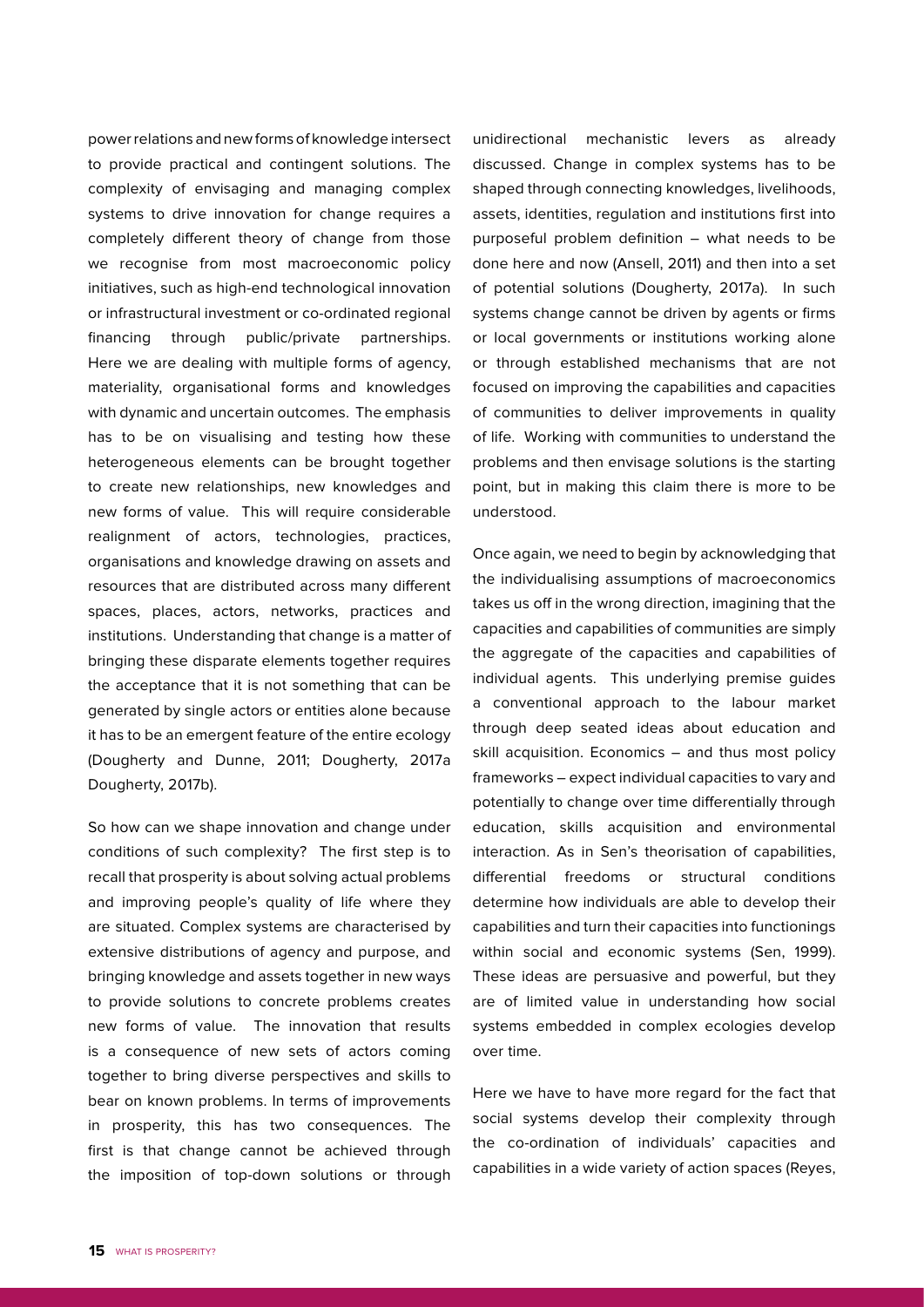power relations and new forms of knowledge intersect to provide practical and contingent solutions. The complexity of envisaging and managing complex systems to drive innovation for change requires a completely different theory of change from those we recognise from most macroeconomic policy initiatives, such as high-end technological innovation or infrastructural investment or co-ordinated regional financing through public/private partnerships. Here we are dealing with multiple forms of agency, materiality, organisational forms and knowledges with dynamic and uncertain outcomes. The emphasis has to be on visualising and testing how these heterogeneous elements can be brought together to create new relationships, new knowledges and new forms of value. This will require considerable realignment of actors, technologies, practices, organisations and knowledge drawing on assets and resources that are distributed across many different spaces, places, actors, networks, practices and institutions. Understanding that change is a matter of bringing these disparate elements together requires the acceptance that it is not something that can be generated by single actors or entities alone because it has to be an emergent feature of the entire ecology (Dougherty and Dunne, 2011; Dougherty, 2017a Dougherty, 2017b).

So how can we shape innovation and change under conditions of such complexity? The first step is to recall that prosperity is about solving actual problems and improving people's quality of life where they are situated. Complex systems are characterised by extensive distributions of agency and purpose, and bringing knowledge and assets together in new ways to provide solutions to concrete problems creates new forms of value. The innovation that results is a consequence of new sets of actors coming together to bring diverse perspectives and skills to bear on known problems. In terms of improvements in prosperity, this has two consequences. The first is that change cannot be achieved through the imposition of top-down solutions or through unidirectional mechanistic levers as already discussed. Change in complex systems has to be shaped through connecting knowledges, livelihoods, assets, identities, regulation and institutions first into purposeful problem definition – what needs to be done here and now (Ansell, 2011) and then into a set of potential solutions (Dougherty, 2017a). In such systems change cannot be driven by agents or firms or local governments or institutions working alone or through established mechanisms that are not focused on improving the capabilities and capacities of communities to deliver improvements in quality of life. Working with communities to understand the problems and then envisage solutions is the starting point, but in making this claim there is more to be understood.

Once again, we need to begin by acknowledging that the individualising assumptions of macroeconomics takes us off in the wrong direction, imagining that the capacities and capabilities of communities are simply the aggregate of the capacities and capabilities of individual agents. This underlying premise guides a conventional approach to the labour market through deep seated ideas about education and skill acquisition. Economics – and thus most policy frameworks – expect individual capacities to vary and potentially to change over time differentially through education, skills acquisition and environmental interaction. As in Sen's theorisation of capabilities, differential freedoms or structural conditions determine how individuals are able to develop their capabilities and turn their capacities into functionings within social and economic systems (Sen, 1999). These ideas are persuasive and powerful, but they are of limited value in understanding how social systems embedded in complex ecologies develop over time.

Here we have to have more regard for the fact that social systems develop their complexity through the co-ordination of individuals' capacities and capabilities in a wide variety of action spaces (Reyes,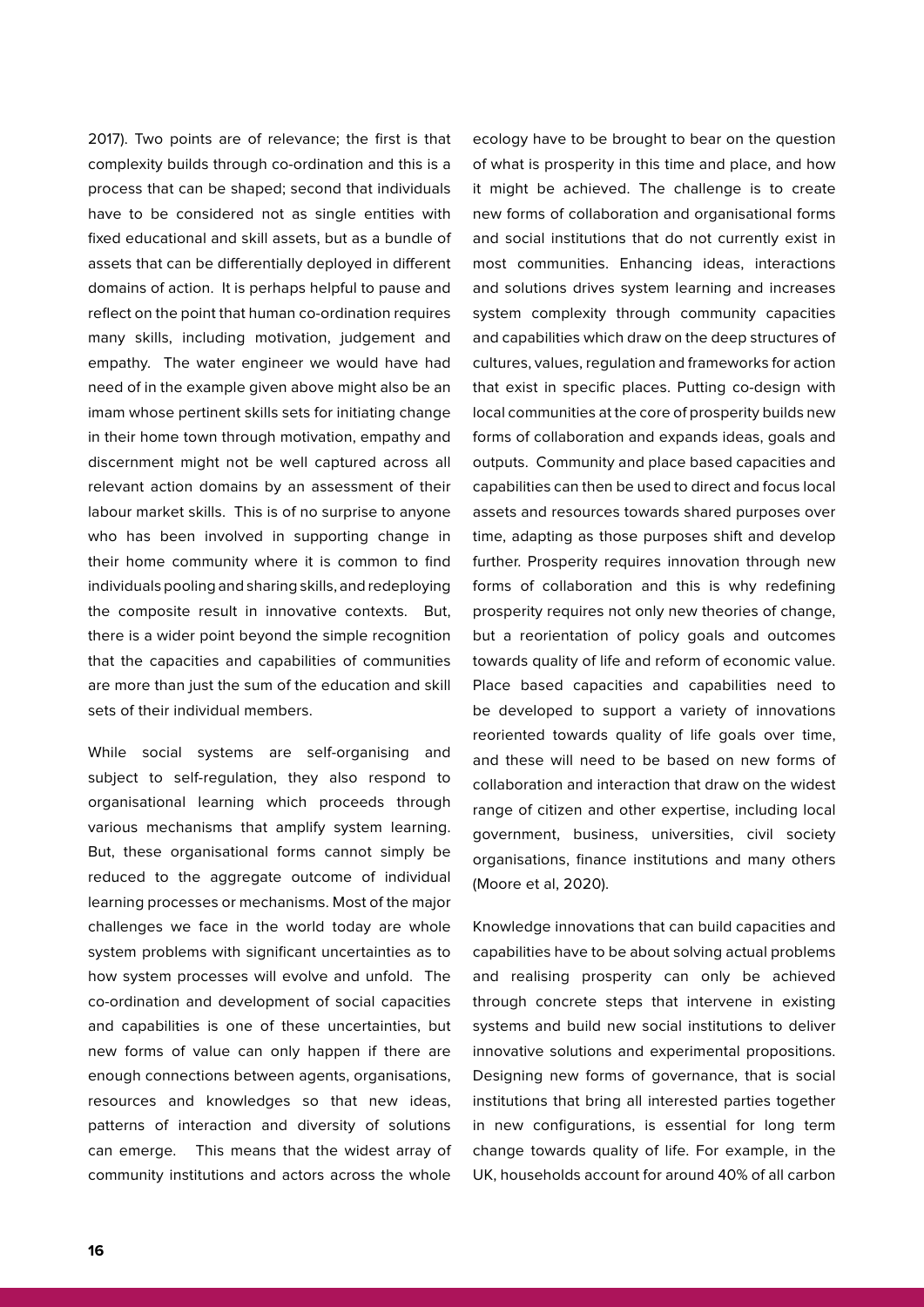2017). Two points are of relevance; the first is that complexity builds through co-ordination and this is a process that can be shaped; second that individuals have to be considered not as single entities with fixed educational and skill assets, but as a bundle of assets that can be differentially deployed in different domains of action. It is perhaps helpful to pause and reflect on the point that human co-ordination requires many skills, including motivation, judgement and empathy. The water engineer we would have had need of in the example given above might also be an imam whose pertinent skills sets for initiating change in their home town through motivation, empathy and discernment might not be well captured across all relevant action domains by an assessment of their labour market skills. This is of no surprise to anyone who has been involved in supporting change in their home community where it is common to find individuals pooling and sharing skills, and redeploying the composite result in innovative contexts. But, there is a wider point beyond the simple recognition that the capacities and capabilities of communities are more than just the sum of the education and skill sets of their individual members.

While social systems are self-organising and subject to self-regulation, they also respond to organisational learning which proceeds through various mechanisms that amplify system learning. But, these organisational forms cannot simply be reduced to the aggregate outcome of individual learning processes or mechanisms. Most of the major challenges we face in the world today are whole system problems with significant uncertainties as to how system processes will evolve and unfold. The co-ordination and development of social capacities and capabilities is one of these uncertainties, but new forms of value can only happen if there are enough connections between agents, organisations, resources and knowledges so that new ideas, patterns of interaction and diversity of solutions can emerge. This means that the widest array of community institutions and actors across the whole ecology have to be brought to bear on the question of what is prosperity in this time and place, and how it might be achieved. The challenge is to create new forms of collaboration and organisational forms and social institutions that do not currently exist in most communities. Enhancing ideas, interactions and solutions drives system learning and increases system complexity through community capacities and capabilities which draw on the deep structures of cultures, values, regulation and frameworks for action that exist in specific places. Putting co-design with local communities at the core of prosperity builds new forms of collaboration and expands ideas, goals and outputs. Community and place based capacities and capabilities can then be used to direct and focus local assets and resources towards shared purposes over time, adapting as those purposes shift and develop further. Prosperity requires innovation through new forms of collaboration and this is why redefining prosperity requires not only new theories of change, but a reorientation of policy goals and outcomes towards quality of life and reform of economic value. Place based capacities and capabilities need to be developed to support a variety of innovations reoriented towards quality of life goals over time, and these will need to be based on new forms of collaboration and interaction that draw on the widest range of citizen and other expertise, including local government, business, universities, civil society organisations, finance institutions and many others (Moore et al, 2020).

Knowledge innovations that can build capacities and capabilities have to be about solving actual problems and realising prosperity can only be achieved through concrete steps that intervene in existing systems and build new social institutions to deliver innovative solutions and experimental propositions. Designing new forms of governance, that is social institutions that bring all interested parties together in new configurations, is essential for long term change towards quality of life. For example, in the UK, households account for around 40% of all carbon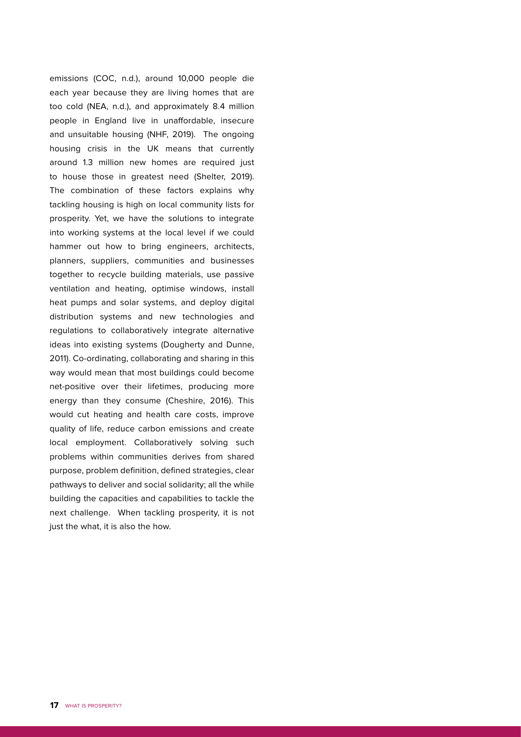emissions (COC, n.d.), around 10,000 people die each year because they are living homes that are too cold (NEA, n.d.), and approximately 8.4 million people in England live in unaffordable, insecure and unsuitable housing (NHF, 2019). The ongoing housing crisis in the UK means that currently around 1.3 million new homes are required just to house those in greatest need (Shelter, 2019). The combination of these factors explains why tackling housing is high on local community lists for prosperity. Yet, we have the solutions to integrate into working systems at the local level if we could hammer out how to bring engineers, architects, planners, suppliers, communities and businesses together to recycle building materials, use passive ventilation and heating, optimise windows, install heat pumps and solar systems, and deploy digital distribution systems and new technologies and regulations to collaboratively integrate alternative ideas into existing systems (Dougherty and Dunne, 2011). Co-ordinating, collaborating and sharing in this way would mean that most buildings could become net-positive over their lifetimes, producing more energy than they consume (Cheshire, 2016). This would cut heating and health care costs, improve quality of life, reduce carbon emissions and create local employment. Collaboratively solving such problems within communities derives from shared purpose, problem definition, defined strategies, clear pathways to deliver and social solidarity; all the while building the capacities and capabilities to tackle the next challenge. When tackling prosperity, it is not just the what, it is also the how.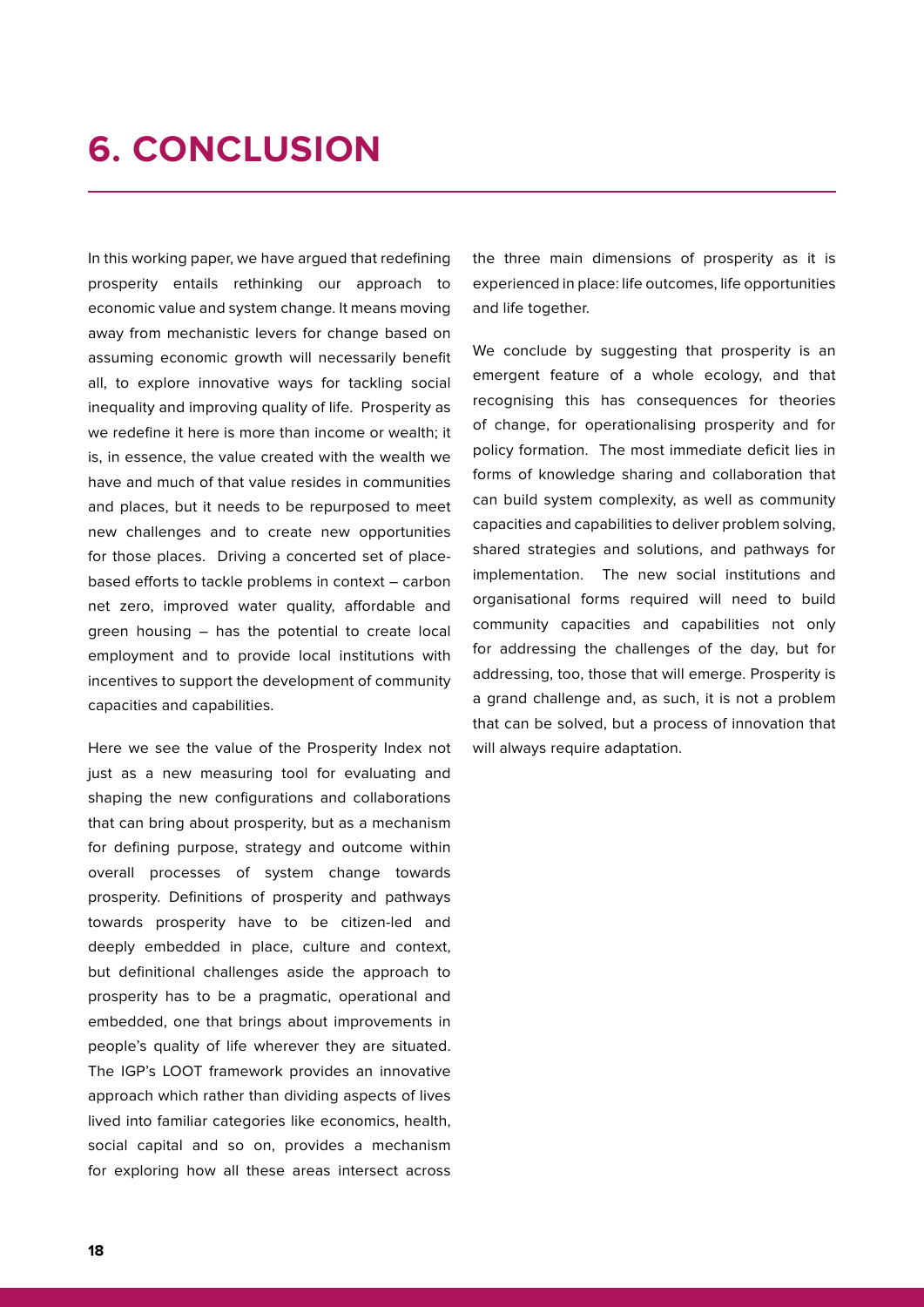# 6. CONCLUSION

In this working paper, we have argued that redefining prosperity entails rethinking our approach to economic value and system change. It means moving away from mechanistic levers for change based on assuming economic growth will necessarily benefit all, to explore innovative ways for tackling social inequality and improving quality of life. Prosperity as we redefine it here is more than income or wealth; it is, in essence, the value created with the wealth we have and much of that value resides in communities and places, but it needs to be repurposed to meet new challenges and to create new opportunities for those places. Driving a concerted set of place-based efforts to tackle problems in context – carbon net zero, improved water quality, affordable and green housing – has the potential to create local employment and to provide local institutions with incentives to support the development of community capacities and capabilities.

Here we see the value of the Prosperity Index not just as a new measuring tool for evaluating and shaping the new configurations and collaborations that can bring about prosperity, but as a mechanism for defining purpose, strategy and outcome within overall processes of system change towards prosperity. Definitions of prosperity and pathways towards prosperity have to be citizen-led and deeply embedded in place, culture and context, but definitional challenges aside the approach to prosperity has to be a pragmatic, operational and embedded, one that brings about improvements in people's quality of life wherever they are situated. The IGP's LOOT framework provides an innovative approach which rather than dividing aspects of lives lived into familiar categories like economics, health, social capital and so on, provides a mechanism for exploring how all these areas intersect across the three main dimensions of prosperity as it is experienced in place: life outcomes, life opportunities and life together.

We conclude by suggesting that prosperity is an emergent feature of a whole ecology, and that recognising this has consequences for theories of change, for operationalising prosperity and for policy formation. The most immediate deficit lies in forms of knowledge sharing and collaboration that can build system complexity, as well as community capacities and capabilities to deliver problem solving, shared strategies and solutions, and pathways for implementation. The new social institutions and organisational forms required will need to build community capacities and capabilities not only for addressing the challenges of the day, but for addressing, too, those that will emerge. Prosperity is a grand challenge and, as such, it is not a problem that can be solved, but a process of innovation that will always require adaptation.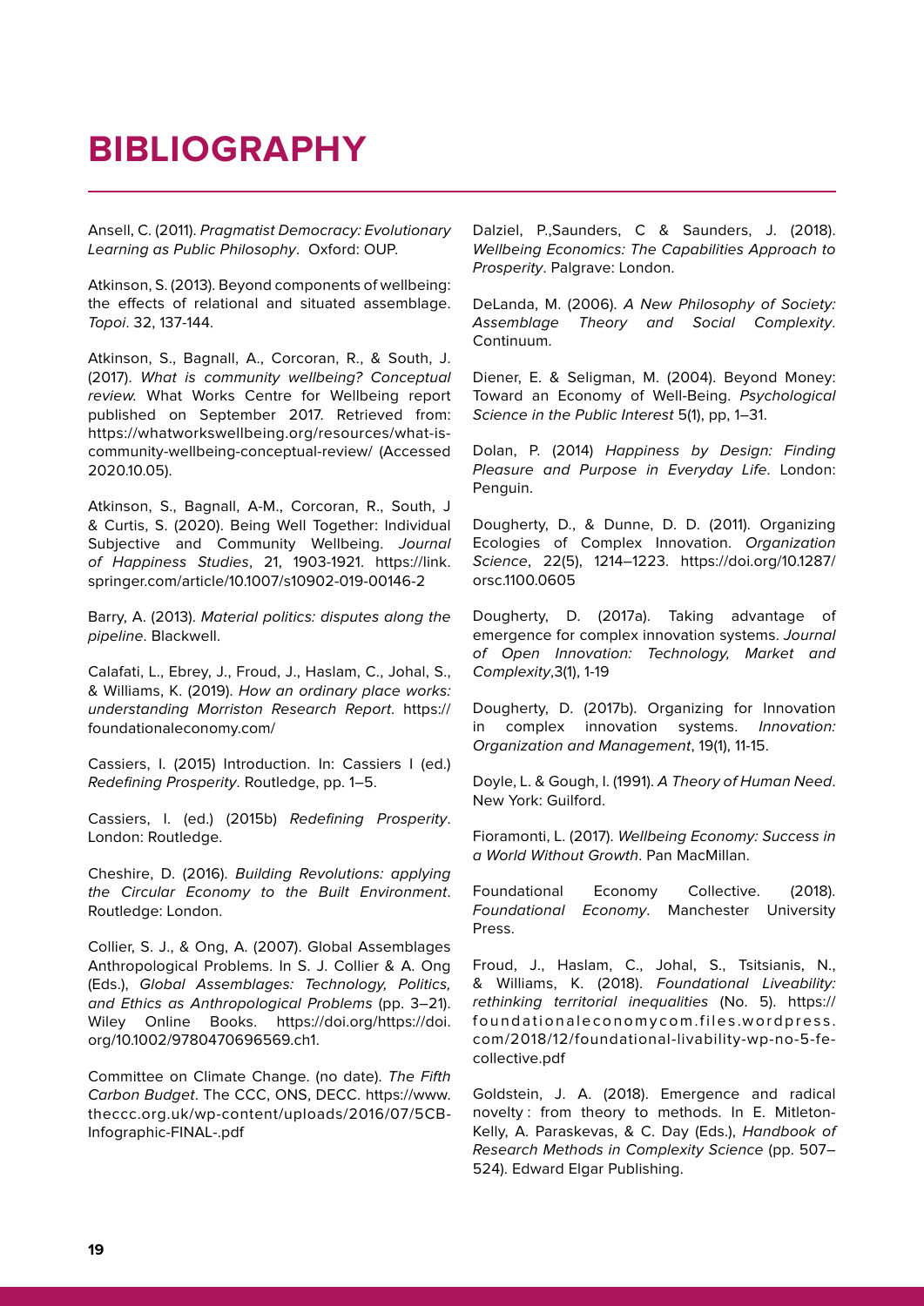# BIBLIOGRAPHY

Ansell, C. (2011). *Pragmatist Democracy: Evolutionary Learning as Public Philosophy*. Oxford: OUP.

Atkinson, S. (2013). Beyond components of wellbeing: the effects of relational and situated assemblage. *Topoi*. 32, 137-144.

Atkinson, S., Bagnall, A., Corcoran, R., & South, J. (2017). *What is community wellbeing? Conceptual review.* What Works Centre for Wellbeing report published on September 2017. Retrieved from: https://whatworkswellbeing.org/resources/what-is-community-wellbeing-conceptual-review/ (Accessed 2020.10.05).

Atkinson, S., Bagnall, A-M., Corcoran, R., South, J & Curtis, S. (2020). Being Well Together: Individual Subjective and Community Wellbeing. *Journal of Happiness Studies*, 21, 1903-1921. https://link.springer.com/article/10.1007/s10902-019-00146-2

Barry, A. (2013). *Material politics: disputes along the pipeline*. Blackwell.

Calafati, L., Ebrey, J., Froud, J., Haslam, C., Johal, S., & Williams, K. (2019). *How an ordinary place works: understanding Morriston Research Report*. https://foundationaleconomy.com/

Cassiers, I. (2015) Introduction. In: Cassiers I (ed.) *Redefining Prosperity*. Routledge, pp. 1–5.

Cassiers, I. (ed.) (2015b) *Redefining Prosperity*. London: Routledge.

Cheshire, D. (2016). *Building Revolutions: applying the Circular Economy to the Built Environment*. Routledge: London.

Collier, S. J., & Ong, A. (2007). Global Assemblages Anthropological Problems. In S. J. Collier & A. Ong (Eds.), *Global Assemblages: Technology, Politics, and Ethics as Anthropological Problems* (pp. 3–21). Wiley Online Books. https://doi.org/https://doi.org/10.1002/9780470696569.ch1.

Committee on Climate Change. (no date). *The Fifth Carbon Budget*. The CCC, ONS, DECC. https://www.theccc.org.uk/wp-content/uploads/2016/07/5CB-Infographic-FINAL-.pdf

Dalziel, P.,Saunders, C & Saunders, J. (2018). *Wellbeing Economics: The Capabilities Approach to Prosperity*. Palgrave: London.

DeLanda, M. (2006). *A New Philosophy of Society: Assemblage Theory and Social Complexity*. Continuum.

Diener, E. & Seligman, M. (2004). Beyond Money: Toward an Economy of Well-Being. *Psychological Science in the Public Interest* 5(1), pp, 1–31.

Dolan, P. (2014) *Happiness by Design: Finding Pleasure and Purpose in Everyday Life*. London: Penguin.

Dougherty, D., & Dunne, D. D. (2011). Organizing Ecologies of Complex Innovation. *Organization Science*, 22(5), 1214–1223. https://doi.org/10.1287/orsc.1100.0605

Dougherty, D. (2017a). Taking advantage of emergence for complex innovation systems. *Journal of Open Innovation: Technology, Market and Complexity*,3(1), 1-19

Dougherty, D. (2017b). Organizing for Innovation in complex innovation systems. *Innovation: Organization and Management*, 19(1), 11-15.

Doyle, L. & Gough, I. (1991). *A Theory of Human Need*. New York: Guilford.

Fioramonti, L. (2017). *Wellbeing Economy: Success in a World Without Growth*. Pan MacMillan.

Foundational Economy Collective. (2018). *Foundational Economy*. Manchester University Press.

Froud, J., Haslam, C., Johal, S., Tsitsianis, N., & Williams, K. (2018). *Foundational Liveability: rethinking territorial inequalities* (No. 5). https://foundationaleconomycom.files.wordpress.com/2018/12/foundational-livability-wp-no-5-fe-collective.pdf

Goldstein, J. A. (2018). Emergence and radical novelty : from theory to methods. In E. Mitleton-Kelly, A. Paraskevas, & C. Day (Eds.), *Handbook of Research Methods in Complexity Science* (pp. 507–524). Edward Elgar Publishing.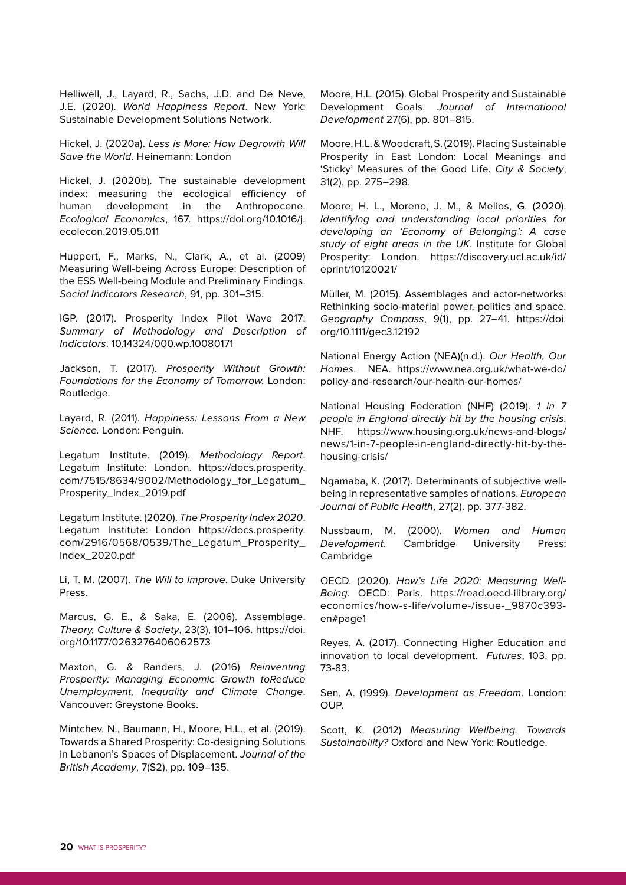Helliwell, J., Layard, R., Sachs, J.D. and De Neve, J.E. (2020). *World Happiness Report*. New York: Sustainable Development Solutions Network.

Hickel, J. (2020a). *Less is More: How Degrowth Will Save the World*. Heinemann: London

Hickel, J. (2020b). The sustainable development index: measuring the ecological efficiency of human development in the Anthropocene. *Ecological Economics*, 167. https://doi.org/10.1016/j.ecolecon.2019.05.011

Huppert, F., Marks, N., Clark, A., et al. (2009) Measuring Well-being Across Europe: Description of the ESS Well-being Module and Preliminary Findings. *Social Indicators Research*, 91, pp. 301–315.

IGP. (2017). Prosperity Index Pilot Wave 2017: *Summary of Methodology and Description of Indicators*. 10.14324/000.wp.10080171

Jackson, T. (2017). *Prosperity Without Growth: Foundations for the Economy of Tomorrow.* London: Routledge.

Layard, R. (2011). *Happiness: Lessons From a New Science.* London: Penguin.

Legatum Institute. (2019). *Methodology Report*. Legatum Institute: London. https://docs.prosperity.com/7515/8634/9002/Methodology_for_Legatum_Prosperity_Index_2019.pdf

Legatum Institute. (2020). *The Prosperity Index 2020*. Legatum Institute: London https://docs.prosperity.com/2916/0568/0539/The_Legatum_Prosperity_Index_2020.pdf

Li, T. M. (2007). *The Will to Improve*. Duke University Press.

Marcus, G. E., & Saka, E. (2006). Assemblage. *Theory, Culture & Society*, 23(3), 101–106. https://doi.org/10.1177/0263276406062573

Maxton, G. & Randers, J. (2016) *Reinventing Prosperity: Managing Economic Growth toReduce Unemployment, Inequality and Climate Change*. Vancouver: Greystone Books.

Mintchev, N., Baumann, H., Moore, H.L., et al. (2019). Towards a Shared Prosperity: Co-designing Solutions in Lebanon's Spaces of Displacement. *Journal of the British Academy*, 7(S2), pp. 109–135.

Moore, H.L. (2015). Global Prosperity and Sustainable Development Goals. *Journal of International Development* 27(6), pp. 801–815.

Moore, H.L. & Woodcraft, S. (2019). Placing Sustainable Prosperity in East London: Local Meanings and 'Sticky' Measures of the Good Life. *City & Society*, 31(2), pp. 275–298.

Moore, H. L., Moreno, J. M., & Melios, G. (2020). *Identifying and understanding local priorities for developing an 'Economy of Belonging': A case study of eight areas in the UK*. Institute for Global Prosperity: London. https://discovery.ucl.ac.uk/id/eprint/10120021/

Müller, M. (2015). Assemblages and actor-networks: Rethinking socio-material power, politics and space. *Geography Compass*, 9(1), pp. 27–41. https://doi.org/10.1111/gec3.12192

National Energy Action (NEA)(n.d.). *Our Health, Our Homes*. NEA. https://www.nea.org.uk/what-we-do/policy-and-research/our-health-our-homes/

National Housing Federation (NHF) (2019). *1 in 7 people in England directly hit by the housing crisis*. NHF. https://www.housing.org.uk/news-and-blogs/news/1-in-7-people-in-england-directly-hit-by-the-housing-crisis/

Ngamaba, K. (2017). Determinants of subjective well-being in representative samples of nations. *European Journal of Public Health*, 27(2). pp. 377-382.

Nussbaum, M. (2000). *Women and Human Development*. Cambridge University Press: Cambridge

OECD. (2020). *How's Life 2020: Measuring Well-Being*. OECD: Paris. https://read.oecd-ilibrary.org/economics/how-s-life/volume-/issue-_9870c393-en#page1

Reyes, A. (2017). Connecting Higher Education and innovation to local development. *Futures*, 103, pp. 73-83.

Sen, A. (1999). *Development as Freedom*. London: OUP.

Scott, K. (2012) *Measuring Wellbeing. Towards Sustainability?* Oxford and New York: Routledge.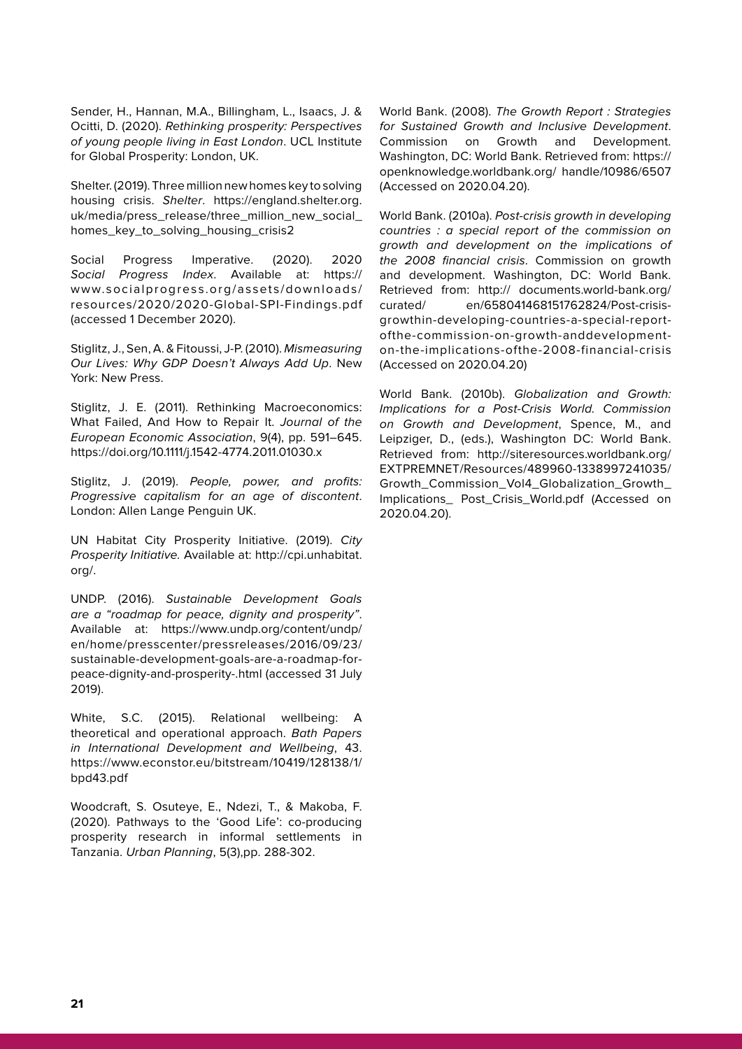Sender, H., Hannan, M.A., Billingham, L., Isaacs, J. & Ocitti, D. (2020). *Rethinking prosperity: Perspectives of young people living in East London*. UCL Institute for Global Prosperity: London, UK.

Shelter. (2019). Three million new homes key to solving housing crisis. *Shelter*. https://england.shelter.org.uk/media/press_release/three_million_new_social_homes_key_to_solving_housing_crisis2

Social Progress Imperative. (2020). 2020 *Social Progress Index*. Available at: https://www.socialprogress.org/assets/downloads/resources/2020/2020-Global-SPI-Findings.pdf (accessed 1 December 2020).

Stiglitz, J., Sen, A. & Fitoussi, J-P. (2010). *Mismeasuring Our Lives: Why GDP Doesn't Always Add Up*. New York: New Press.

Stiglitz, J. E. (2011). Rethinking Macroeconomics: What Failed, And How to Repair It. *Journal of the European Economic Association*, 9(4), pp. 591–645. https://doi.org/10.1111/j.1542-4774.2011.01030.x

Stiglitz, J. (2019). *People, power, and profits: Progressive capitalism for an age of discontent*. London: Allen Lange Penguin UK.

UN Habitat City Prosperity Initiative. (2019). *City Prosperity Initiative*. Available at: http://cpi.unhabitat.org/.

UNDP. (2016). *Sustainable Development Goals are a "roadmap for peace, dignity and prosperity"*. Available at: https://www.undp.org/content/undp/en/home/presscenter/pressreleases/2016/09/23/sustainable-development-goals-are-a-roadmap-for-peace-dignity-and-prosperity-.html (accessed 31 July 2019).

White, S.C. (2015). Relational wellbeing: A theoretical and operational approach. *Bath Papers in International Development and Wellbeing*, 43. https://www.econstor.eu/bitstream/10419/128138/1/bpd43.pdf

Woodcraft, S. Osuteye, E., Ndezi, T., & Makoba, F. (2020). Pathways to the 'Good Life': co-producing prosperity research in informal settlements in Tanzania. *Urban Planning*, 5(3),pp. 288-302.

World Bank. (2008). *The Growth Report : Strategies for Sustained Growth and Inclusive Development*. Commission on Growth and Development. Washington, DC: World Bank. Retrieved from: https://openknowledge.worldbank.org/ handle/10986/6507 (Accessed on 2020.04.20).

World Bank. (2010a). *Post-crisis growth in developing countries : a special report of the commission on growth and development on the implications of the 2008 financial crisis*. Commission on growth and development. Washington, DC: World Bank. Retrieved from: http:// documents.world-bank.org/curated/ en/658041468151762824/Post-crisis-growthin-developing-countries-a-special-report-ofthe-commission-on-growth-anddevelopment-on-the-implications-ofthe-2008-financial-crisis (Accessed on 2020.04.20)

World Bank. (2010b). *Globalization and Growth: Implications for a Post-Crisis World. Commission on Growth and Development*, Spence, M., and Leipziger, D., (eds.), Washington DC: World Bank. Retrieved from: http://siteresources.worldbank.org/EXTPREMNET/Resources/489960-1338997241035/Growth_Commission_Vol4_Globalization_Growth_Implications_ Post_Crisis_World.pdf (Accessed on 2020.04.20).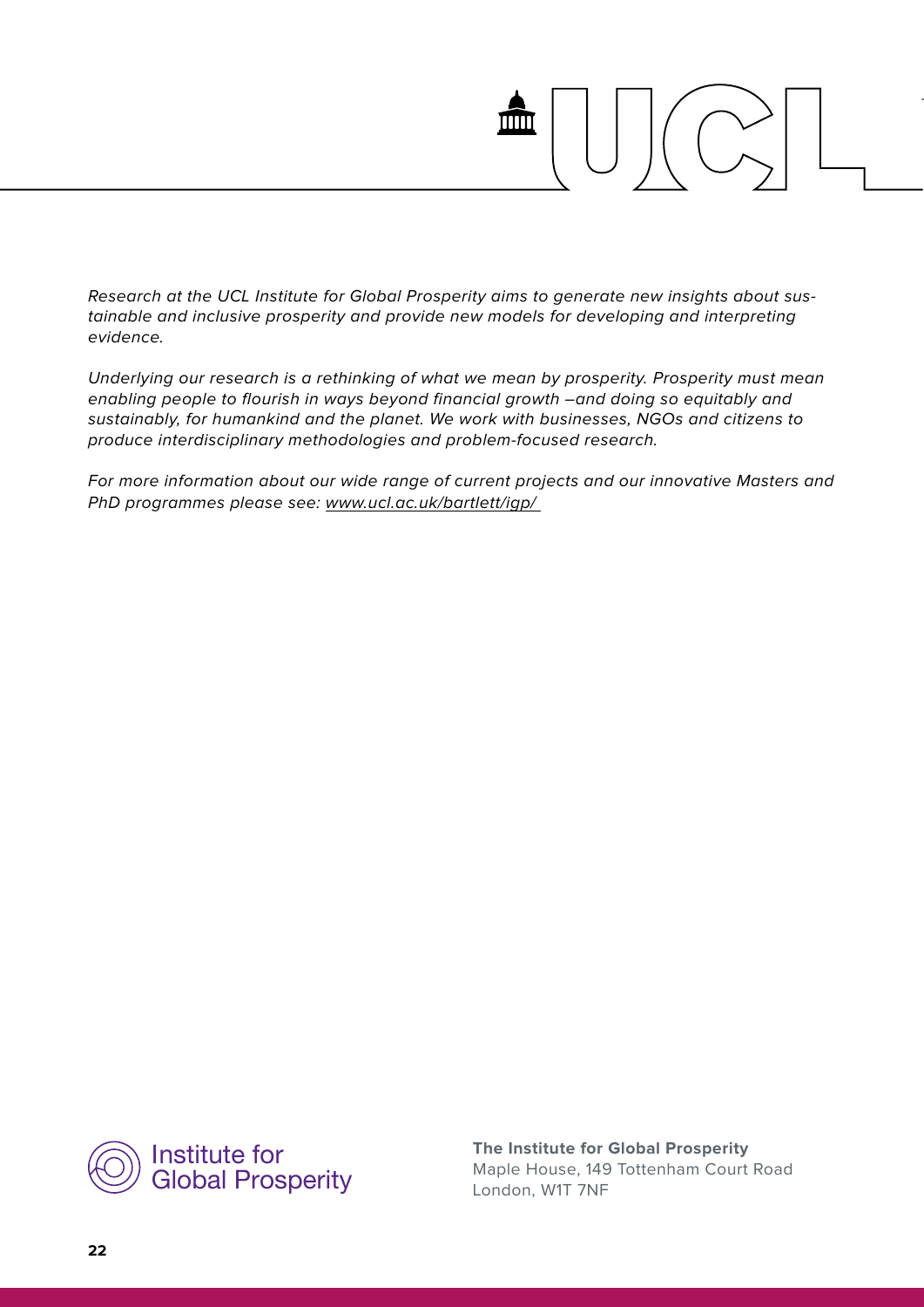*Research at the UCL Institute for Global Prosperity aims to generate new insights about sustainable and inclusive prosperity and provide new models for developing and interpreting evidence.*

*Underlying our research is a rethinking of what we mean by prosperity. Prosperity must mean enabling people to flourish in ways beyond financial growth –and doing so equitably and sustainably, for humankind and the planet. We work with businesses, NGOs and citizens to produce interdisciplinary methodologies and problem-focused research.*

*For more information about our wide range of current projects and our innovative Masters and PhD programmes please see: www.ucl.ac.uk/bartlett/igp/*

Institute for Global Prosperity

**The Institute for Global Prosperity**
Maple House, 149 Tottenham Court Road
London, W1T 7NF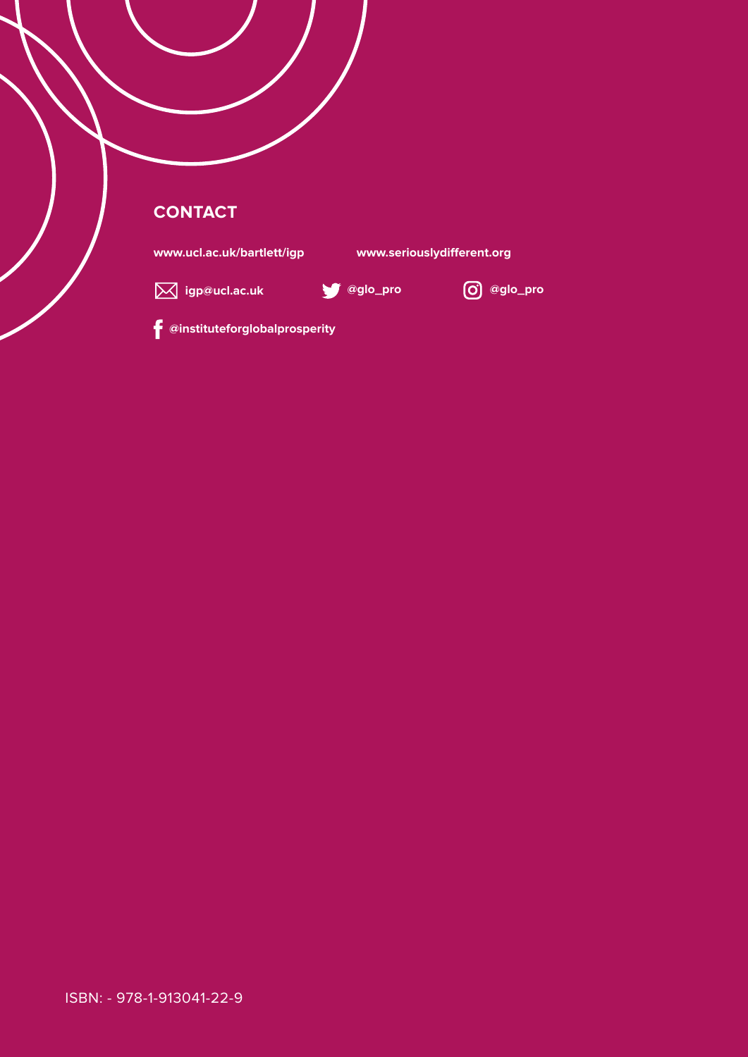## CONTACT

www.ucl.ac.uk/bartlett/igp

www.seriouslydifferent.org

igp@ucl.ac.uk

@glo_pro

@glo_pro

@instituteforglobalprosperity

ISBN: - 978-1-913041-22-9